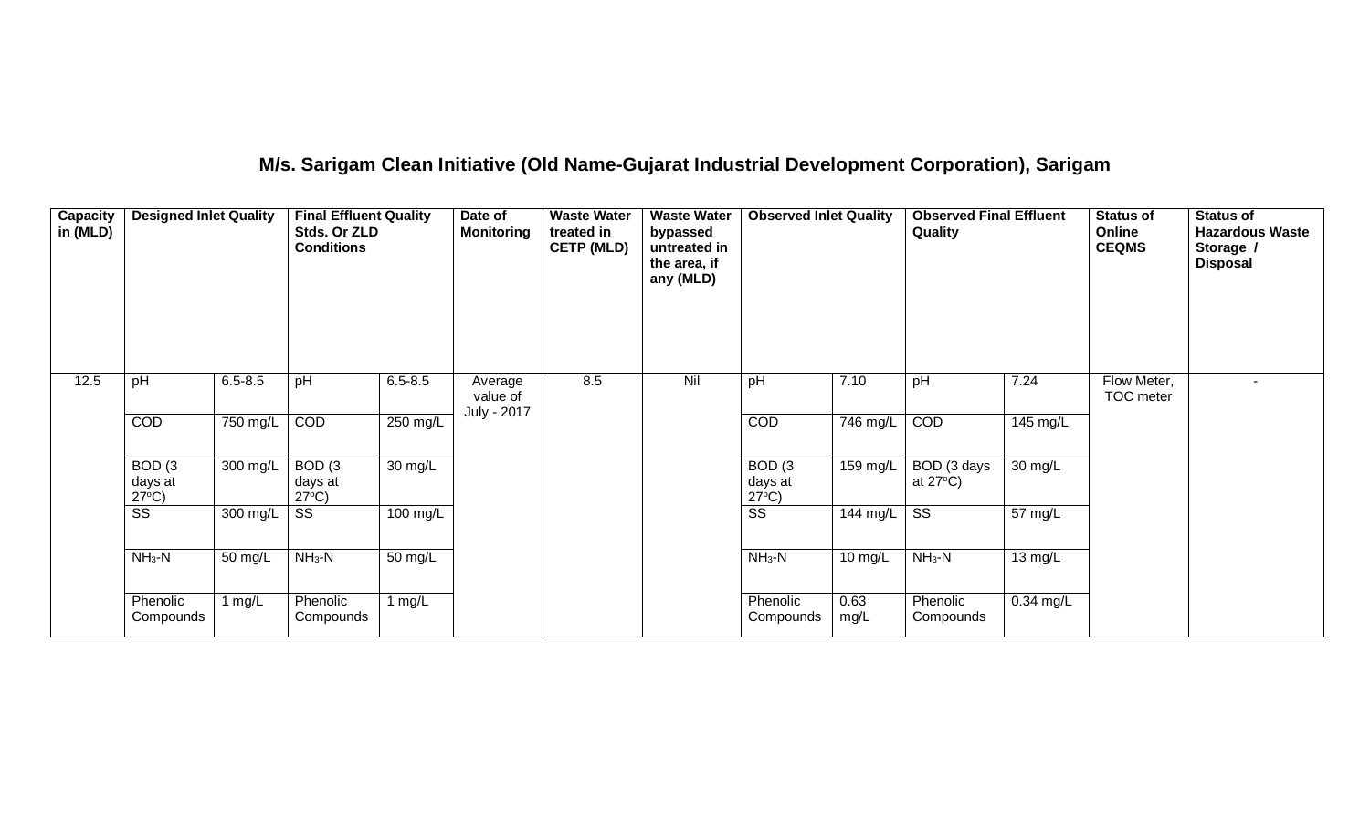## M/s. Sarigam Clean Initiative (Old Name-Gujarat Industrial Development Corporation), Sarigam

| Capacity in (MLD) | Designed Inlet Quality | | Final Effluent Quality Stds. Or ZLD Conditions | | Date of Monitoring | Waste Water treated in CETP (MLD) | Waste Water bypassed untreated in the area, if any (MLD) | Observed Inlet Quality | | Observed Final Effluent Quality | | Status of Online CEQMS | Status of Hazardous Waste Storage / Disposal |
|---|---|---|---|---|---|---|---|---|---|---|---|---|---|
| 12.5 | pH | 6.5-8.5 | pH | 6.5-8.5 | Average value of July - 2017 | 8.5 | Nil | pH | 7.10 | pH | 7.24 | Flow Meter, TOC meter | - |
| | COD | 750 mg/L | COD | 250 mg/L | | | | COD | 746 mg/L | COD | 145 mg/L | | |
| | BOD (3 days at 27ºC) | 300 mg/L | BOD (3 days at 27ºC) | 30 mg/L | | | | BOD (3 days at 27ºC) | 159 mg/L | BOD (3 days at 27ºC) | 30 mg/L | | |
| | SS | 300 mg/L | SS | 100 mg/L | | | | SS | 144 mg/L | SS | 57 mg/L | | |
| | $NH_3$-N | 50 mg/L | $NH_3$-N | 50 mg/L | | | | $NH_3$-N | 10 mg/L | $NH_3$-N | 13 mg/L | | |
| | Phenolic Compounds | 1 mg/L | Phenolic Compounds | 1 mg/L | | | | Phenolic Compounds | 0.63 mg/L | Phenolic Compounds | 0.34 mg/L | | |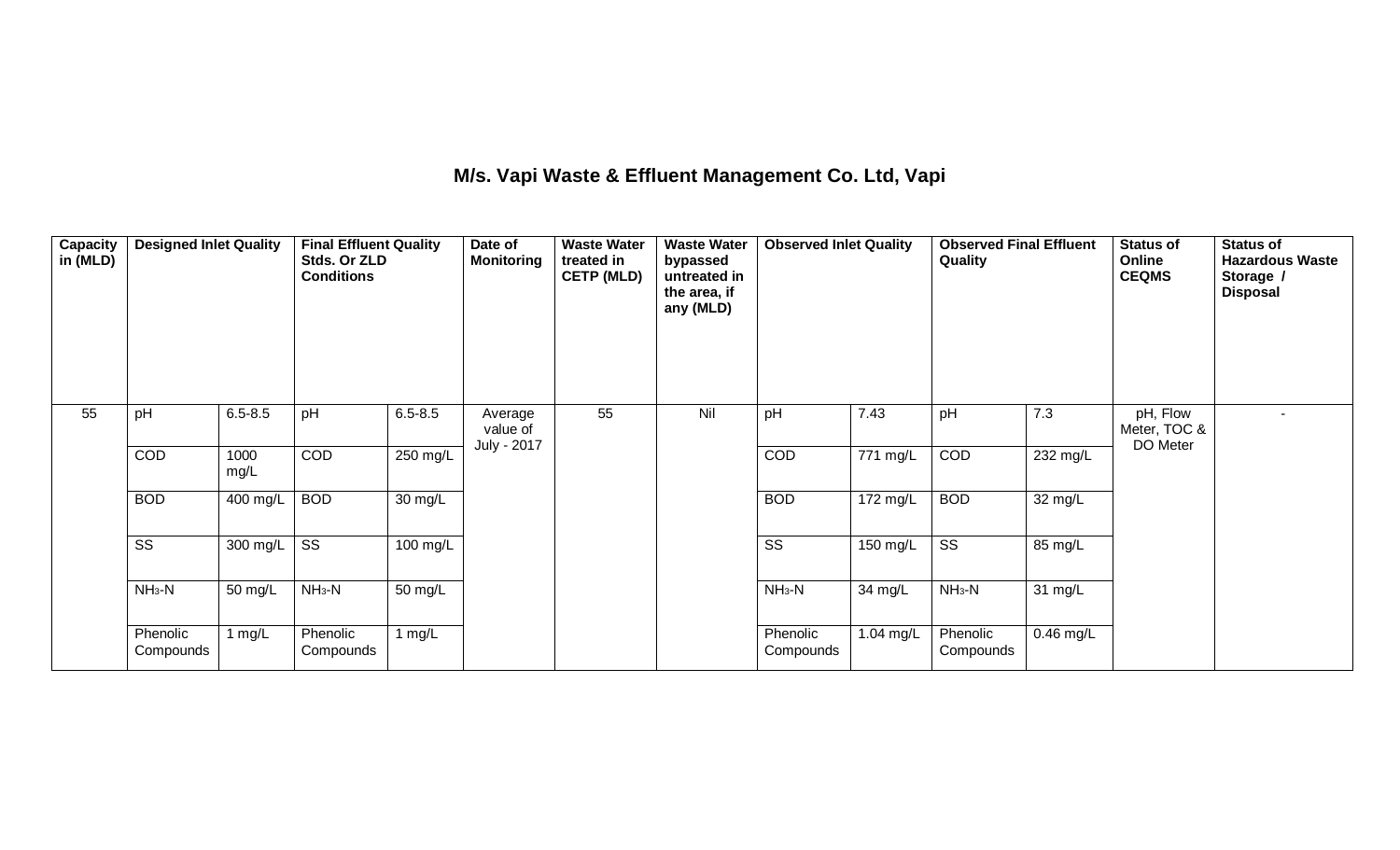# M/s. Vapi Waste & Effluent Management Co. Ltd, Vapi

| Capacity in (MLD) | Designed Inlet Quality | | Final Effluent Quality Stds. Or ZLD Conditions | | Date of Monitoring | Waste Water treated in CETP (MLD) | Waste Water bypassed untreated in the area, if any (MLD) | Observed Inlet Quality | | Observed Final Effluent Quality | | Status of Online CEQMS | Status of Hazardous Waste Storage / Disposal |
|---|---|---|---|---|---|---|---|---|---|---|---|---|---|
| 55 | pH | 6.5-8.5 | pH | 6.5-8.5 | Average value of July - 2017 | 55 | Nil | pH | 7.43 | pH | 7.3 | pH, Flow Meter, TOC & DO Meter | - |
| | COD | 1000 mg/L | COD | 250 mg/L | | | | COD | 771 mg/L | COD | 232 mg/L | | |
| | BOD | 400 mg/L | BOD | 30 mg/L | | | | BOD | 172 mg/L | BOD | 32 mg/L | | |
| | SS | 300 mg/L | SS | 100 mg/L | | | | SS | 150 mg/L | SS | 85 mg/L | | |
| | $NH_3$-N | 50 mg/L | $NH_3$-N | 50 mg/L | | | | $NH_3$-N | 34 mg/L | $NH_3$-N | 31 mg/L | | |
| | Phenolic Compounds | 1 mg/L | Phenolic Compounds | 1 mg/L | | | | Phenolic Compounds | 1.04 mg/L | Phenolic Compounds | 0.46 mg/L | | |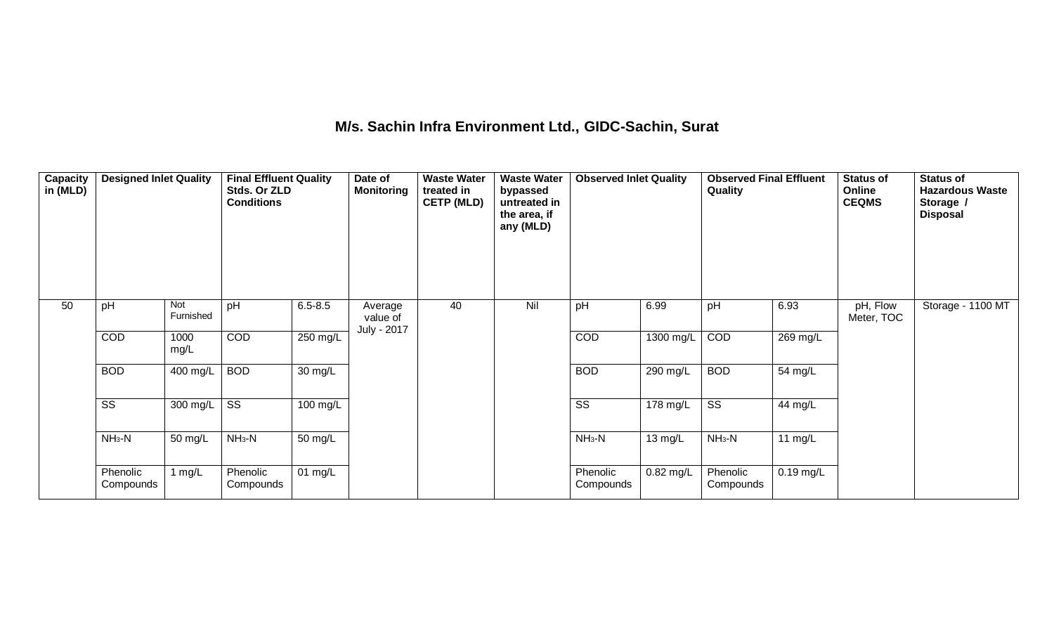## M/s. Sachin Infra Environment Ltd., GIDC-Sachin, Surat

| Capacity in (MLD) | Designed Inlet Quality | | Final Effluent Quality Stds. Or ZLD Conditions | | Date of Monitoring | Waste Water treated in CETP (MLD) | Waste Water bypassed untreated in the area, if any (MLD) | Observed Inlet Quality | | Observed Final Effluent Quality | | Status of Online CEQMS | Status of Hazardous Waste Storage / Disposal |
|---|---|---|---|---|---|---|---|---|---|---|---|---|---|
| 50 | pH | Not Furnished | pH | 6.5-8.5 | Average value of July - 2017 | 40 | Nil | pH | 6.99 | pH | 6.93 | pH, Flow Meter, TOC | Storage - 1100 MT |
| | COD | 1000 mg/L | COD | 250 mg/L | | | | COD | 1300 mg/L | COD | 269 mg/L | | |
| | BOD | 400 mg/L | BOD | 30 mg/L | | | | BOD | 290 mg/L | BOD | 54 mg/L | | |
| | SS | 300 mg/L | SS | 100 mg/L | | | | SS | 178 mg/L | SS | 44 mg/L | | |
| | $NH_3$-N | 50 mg/L | $NH_3$-N | 50 mg/L | | | | $NH_3$-N | 13 mg/L | $NH_3$-N | 11 mg/L | | |
| | Phenolic Compounds | 1 mg/L | Phenolic Compounds | 01 mg/L | | | | Phenolic Compounds | 0.82 mg/L | Phenolic Compounds | 0.19 mg/L | | |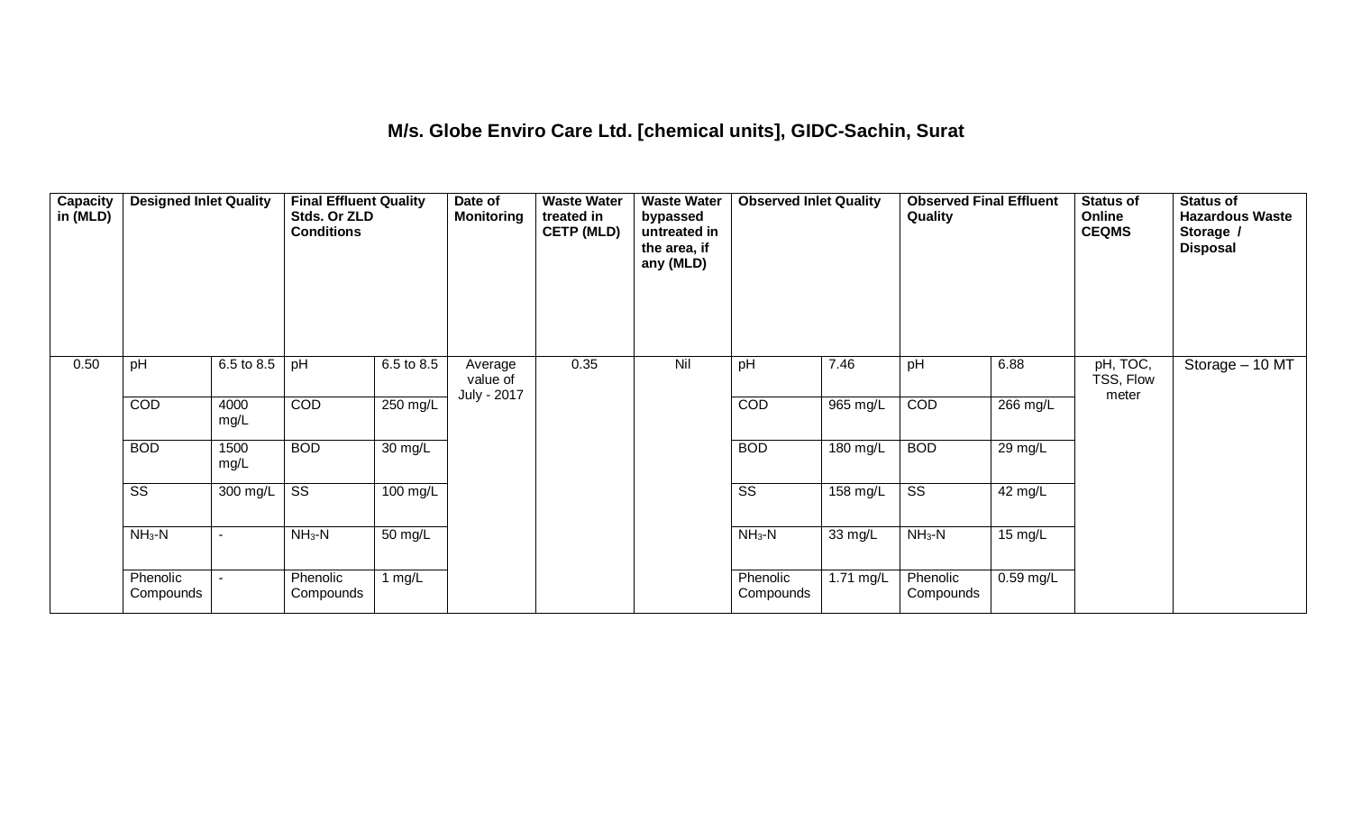## M/s. Globe Enviro Care Ltd. [chemical units], GIDC-Sachin, Surat

| Capacity in (MLD) | Designed Inlet Quality | | Final Effluent Quality Stds. Or ZLD Conditions | | Date of Monitoring | Waste Water treated in CETP (MLD) | Waste Water bypassed untreated in the area, if any (MLD) | Observed Inlet Quality | | Observed Final Effluent Quality | | Status of Online CEQMS | Status of Hazardous Waste Storage / Disposal |
|---|---|---|---|---|---|---|---|---|---|---|---|---|---|
| 0.50 | pH | 6.5 to 8.5 | pH | 6.5 to 8.5 | Average value of July - 2017 | 0.35 | Nil | pH | 7.46 | pH | 6.88 | pH, TOC, TSS, Flow meter | Storage – 10 MT |
| | COD | 4000 mg/L | COD | 250 mg/L | | | | COD | 965 mg/L | COD | 266 mg/L | | |
| | BOD | 1500 mg/L | BOD | 30 mg/L | | | | BOD | 180 mg/L | BOD | 29 mg/L | | |
| | SS | 300 mg/L | SS | 100 mg/L | | | | SS | 158 mg/L | SS | 42 mg/L | | |
| | $NH_3$-N | - | $NH_3$-N | 50 mg/L | | | | $NH_3$-N | 33 mg/L | $NH_3$-N | 15 mg/L | | |
| | Phenolic Compounds | - | Phenolic Compounds | 1 mg/L | | | | Phenolic Compounds | 1.71 mg/L | Phenolic Compounds | 0.59 mg/L | | |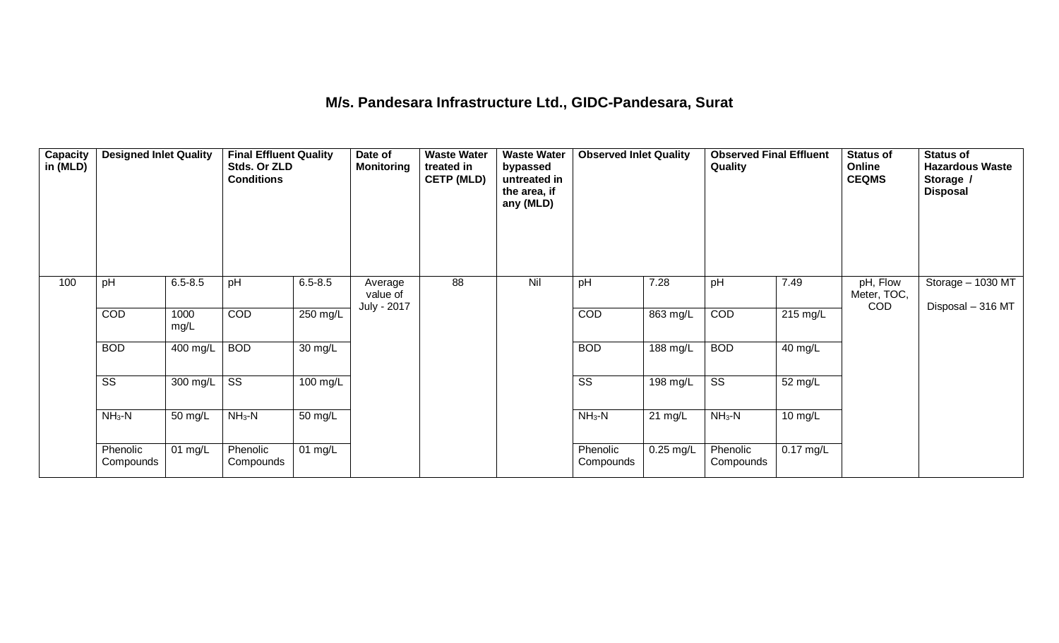# M/s. Pandesara Infrastructure Ltd., GIDC-Pandesara, Surat

| Capacity in (MLD) | Designed Inlet Quality | | Final Effluent Quality Stds. Or ZLD Conditions | | Date of Monitoring | Waste Water treated in CETP (MLD) | Waste Water bypassed untreated in the area, if any (MLD) | Observed Inlet Quality | | Observed Final Effluent Quality | | Status of Online CEQMS | Status of Hazardous Waste Storage / Disposal |
|---|---|---|---|---|---|---|---|---|---|---|---|---|---|
| 100 | pH | 6.5-8.5 | pH | 6.5-8.5 | Average value of July - 2017 | 88 | Nil | pH | 7.28 | pH | 7.49 | pH, Flow Meter, TOC, COD | Storage – 1030 MT<br>Disposal – 316 MT |
| | COD | 1000 mg/L | COD | 250 mg/L | | | | COD | 863 mg/L | COD | 215 mg/L | | |
| | BOD | 400 mg/L | BOD | 30 mg/L | | | | BOD | 188 mg/L | BOD | 40 mg/L | | |
| | SS | 300 mg/L | SS | 100 mg/L | | | | SS | 198 mg/L | SS | 52 mg/L | | |
| | $NH_3$-N | 50 mg/L | $NH_3$-N | 50 mg/L | | | | $NH_3$-N | 21 mg/L | $NH_3$-N | 10 mg/L | | |
| | Phenolic Compounds | 01 mg/L | Phenolic Compounds | 01 mg/L | | | | Phenolic Compounds | 0.25 mg/L | Phenolic Compounds | 0.17 mg/L | | |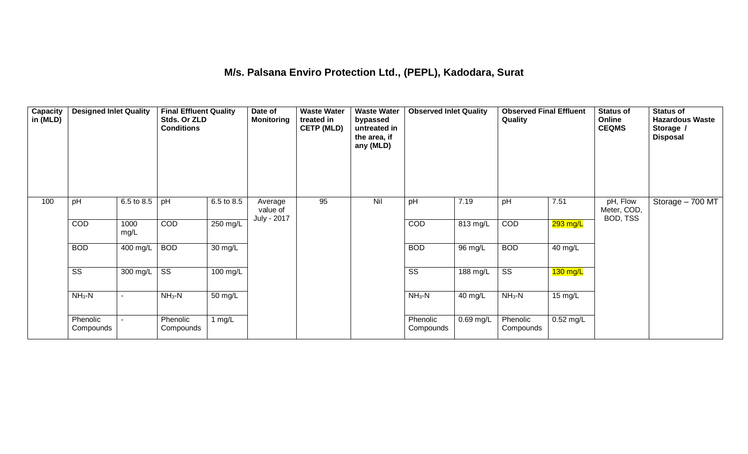## M/s. Palsana Enviro Protection Ltd., (PEPL), Kadodara, Surat

| Capacity in (MLD) | Designed Inlet Quality | | Final Effluent Quality Stds. Or ZLD Conditions | | Date of Monitoring | Waste Water treated in CETP (MLD) | Waste Water bypassed untreated in the area, if any (MLD) | Observed Inlet Quality | | Observed Final Effluent Quality | | Status of Online CEQMS | Status of Hazardous Waste Storage / Disposal |
|---|---|---|---|---|---|---|---|---|---|---|---|---|---|
| 100 | pH | 6.5 to 8.5 | pH | 6.5 to 8.5 | Average value of July - 2017 | 95 | Nil | pH | 7.19 | pH | 7.51 | pH, Flow Meter, COD, BOD, TSS | Storage – 700 MT |
| | COD | 1000 mg/L | COD | 250 mg/L | | | | COD | 813 mg/L | COD | 293 mg/L | | |
| | BOD | 400 mg/L | BOD | 30 mg/L | | | | BOD | 96 mg/L | BOD | 40 mg/L | | |
| | SS | 300 mg/L | SS | 100 mg/L | | | | SS | 188 mg/L | SS | 130 mg/L | | |
| | $NH_3$-N | - | $NH_3$-N | 50 mg/L | | | | $NH_3$-N | 40 mg/L | $NH_3$-N | 15 mg/L | | |
| | Phenolic Compounds | - | Phenolic Compounds | 1 mg/L | | | | Phenolic Compounds | 0.69 mg/L | Phenolic Compounds | 0.52 mg/L | | |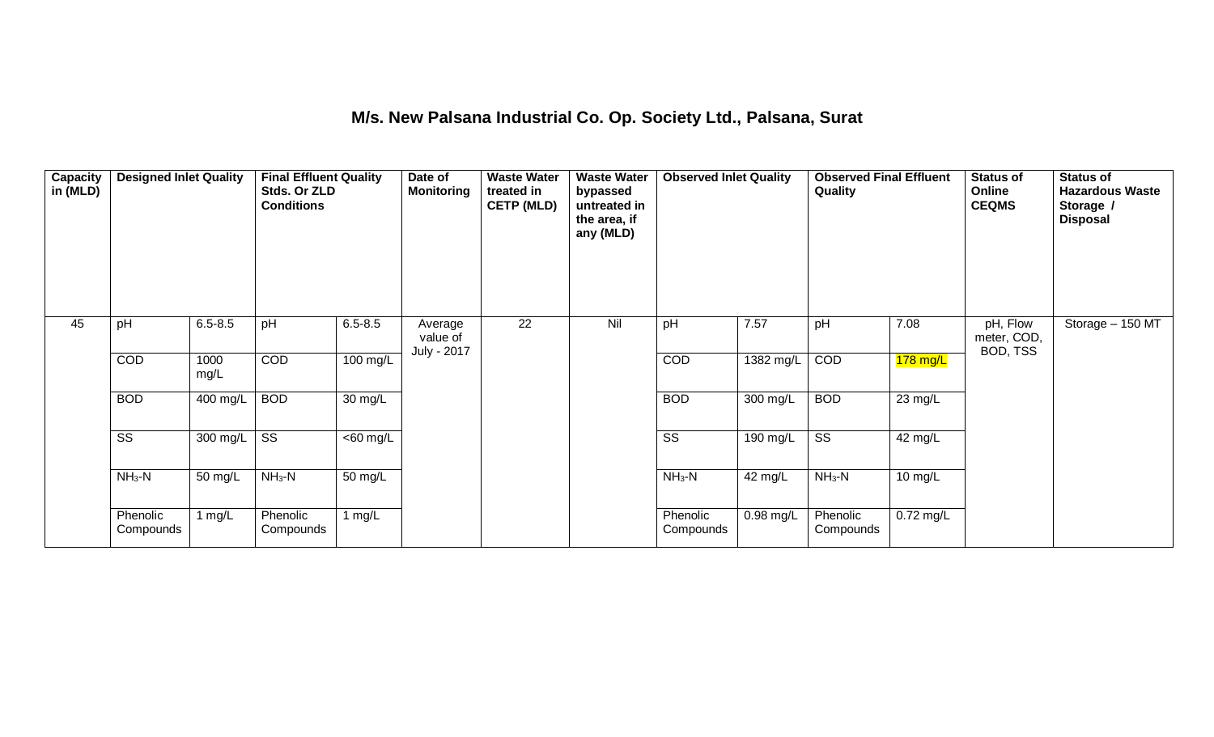## M/s. New Palsana Industrial Co. Op. Society Ltd., Palsana, Surat

| Capacity in (MLD) | Designed Inlet Quality | | Final Effluent Quality Stds. Or ZLD Conditions | | Date of Monitoring | Waste Water treated in CETP (MLD) | Waste Water bypassed untreated in the area, if any (MLD) | Observed Inlet Quality | | Observed Final Effluent Quality | | Status of Online CEQMS | Status of Hazardous Waste Storage / Disposal |
|---|---|---|---|---|---|---|---|---|---|---|---|---|---|
| 45 | pH | 6.5-8.5 | pH | 6.5-8.5 | Average value of July - 2017 | 22 | Nil | pH | 7.57 | pH | 7.08 | pH, Flow meter, COD, BOD, TSS | Storage – 150 MT |
| | COD | 1000 mg/L | COD | 100 mg/L | | | | COD | 1382 mg/L | COD | 178 mg/L | | |
| | BOD | 400 mg/L | BOD | 30 mg/L | | | | BOD | 300 mg/L | BOD | 23 mg/L | | |
| | SS | 300 mg/L | SS | <60 mg/L | | | | SS | 190 mg/L | SS | 42 mg/L | | |
| | $NH_3$-N | 50 mg/L | $NH_3$-N | 50 mg/L | | | | $NH_3$-N | 42 mg/L | $NH_3$-N | 10 mg/L | | |
| | Phenolic Compounds | 1 mg/L | Phenolic Compounds | 1 mg/L | | | | Phenolic Compounds | 0.98 mg/L | Phenolic Compounds | 0.72 mg/L | | |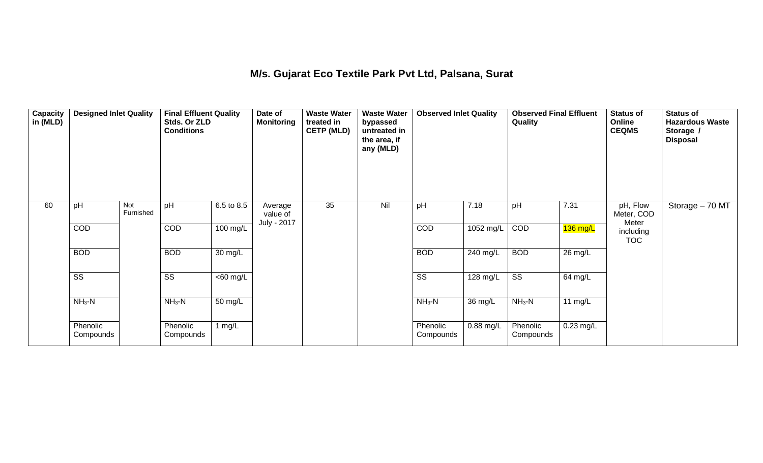# M/s. Gujarat Eco Textile Park Pvt Ltd, Palsana, Surat

| Capacity in (MLD) | Designed Inlet Quality | | Final Effluent Quality Stds. Or ZLD Conditions | | Date of Monitoring | Waste Water treated in CETP (MLD) | Waste Water bypassed untreated in the area, if any (MLD) | Observed Inlet Quality | | Observed Final Effluent Quality | | Status of Online CEQMS | Status of Hazardous Waste Storage / Disposal |
|---|---|---|---|---|---|---|---|---|---|---|---|---|---|
| 60 | pH | Not Furnished | pH | 6.5 to 8.5 | Average value of July - 2017 | 35 | Nil | pH | 7.18 | pH | 7.31 | pH, Flow Meter, COD Meter including TOC | Storage – 70 MT |
| | COD | | COD | 100 mg/L | | | | COD | 1052 mg/L | COD | 136 mg/L | | |
| | BOD | | BOD | 30 mg/L | | | | BOD | 240 mg/L | BOD | 26 mg/L | | |
| | SS | | SS | <60 mg/L | | | | SS | 128 mg/L | SS | 64 mg/L | | |
| | $NH_3$-N | | $NH_3$-N | 50 mg/L | | | | $NH_3$-N | 36 mg/L | $NH_3$-N | 11 mg/L | | |
| | Phenolic Compounds | | Phenolic Compounds | 1 mg/L | | | | Phenolic Compounds | 0.88 mg/L | Phenolic Compounds | 0.23 mg/L | | |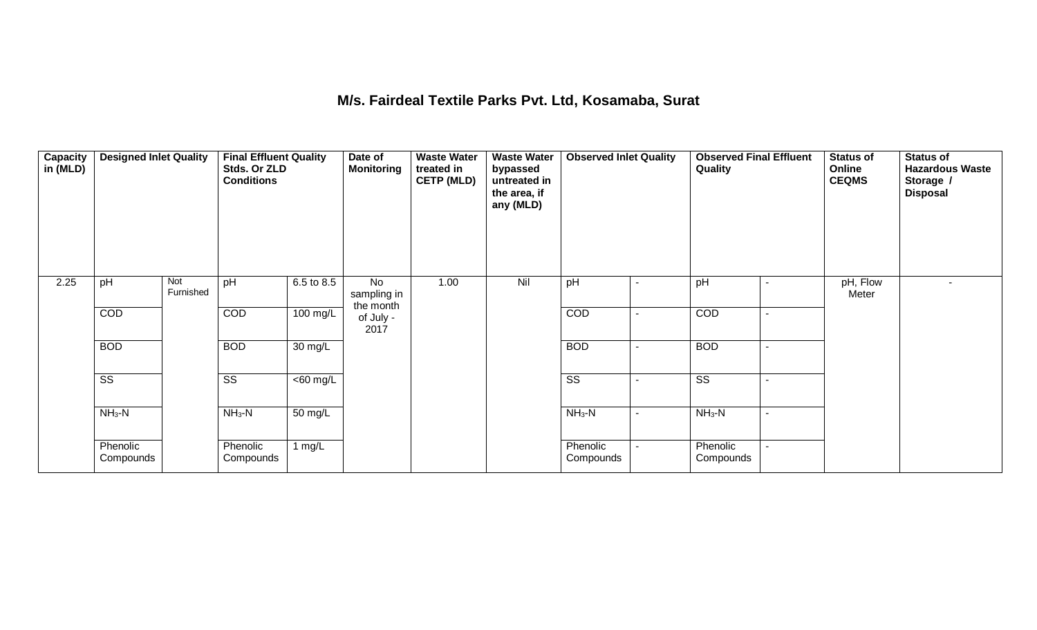## M/s. Fairdeal Textile Parks Pvt. Ltd, Kosamaba, Surat

| Capacity in (MLD) | Designed Inlet Quality | | Final Effluent Quality Stds. Or ZLD Conditions | | Date of Monitoring | Waste Water treated in CETP (MLD) | Waste Water bypassed untreated in the area, if any (MLD) | Observed Inlet Quality | | Observed Final Effluent Quality | | Status of Online CEQMS | Status of Hazardous Waste Storage / Disposal |
|---|---|---|---|---|---|---|---|---|---|---|---|---|---|
| 2.25 | pH | Not Furnished | pH | 6.5 to 8.5 | No sampling in the month of July - 2017 | 1.00 | Nil | pH | - | pH | - | pH, Flow Meter | - |
| | COD | | COD | 100 mg/L | | | | COD | - | COD | - | | |
| | BOD | | BOD | 30 mg/L | | | | BOD | - | BOD | - | | |
| | SS | | SS | <60 mg/L | | | | SS | - | SS | - | | |
| | $NH_3$-N | | $NH_3$-N | 50 mg/L | | | | $NH_3$-N | - | $NH_3$-N | - | | |
| | Phenolic Compounds | | Phenolic Compounds | 1 mg/L | | | | Phenolic Compounds | - | Phenolic Compounds | - | | |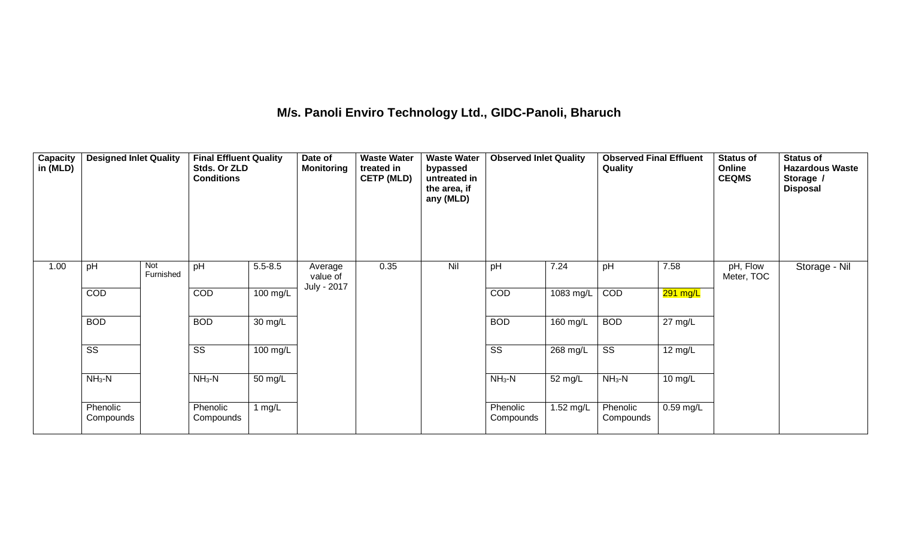# M/s. Panoli Enviro Technology Ltd., GIDC-Panoli, Bharuch

| Capacity in (MLD) | Designed Inlet Quality | | Final Effluent Quality Stds. Or ZLD Conditions | | Date of Monitoring | Waste Water treated in CETP (MLD) | Waste Water bypassed untreated in the area, if any (MLD) | Observed Inlet Quality | | Observed Final Effluent Quality | | Status of Online CEQMS | Status of Hazardous Waste Storage / Disposal |
|---|---|---|---|---|---|---|---|---|---|---|---|---|---|
| 1.00 | pH | Not Furnished | pH | 5.5-8.5 | Average value of July - 2017 | 0.35 | Nil | pH | 7.24 | pH | 7.58 | pH, Flow Meter, TOC | Storage - Nil |
| | COD | | COD | 100 mg/L | | | | COD | 1083 mg/L | COD | 291 mg/L | | |
| | BOD | | BOD | 30 mg/L | | | | BOD | 160 mg/L | BOD | 27 mg/L | | |
| | SS | | SS | 100 mg/L | | | | SS | 268 mg/L | SS | 12 mg/L | | |
| | $NH_3$-N | | $NH_3$-N | 50 mg/L | | | | $NH_3$-N | 52 mg/L | $NH_3$-N | 10 mg/L | | |
| | Phenolic Compounds | | Phenolic Compounds | 1 mg/L | | | | Phenolic Compounds | 1.52 mg/L | Phenolic Compounds | 0.59 mg/L | | |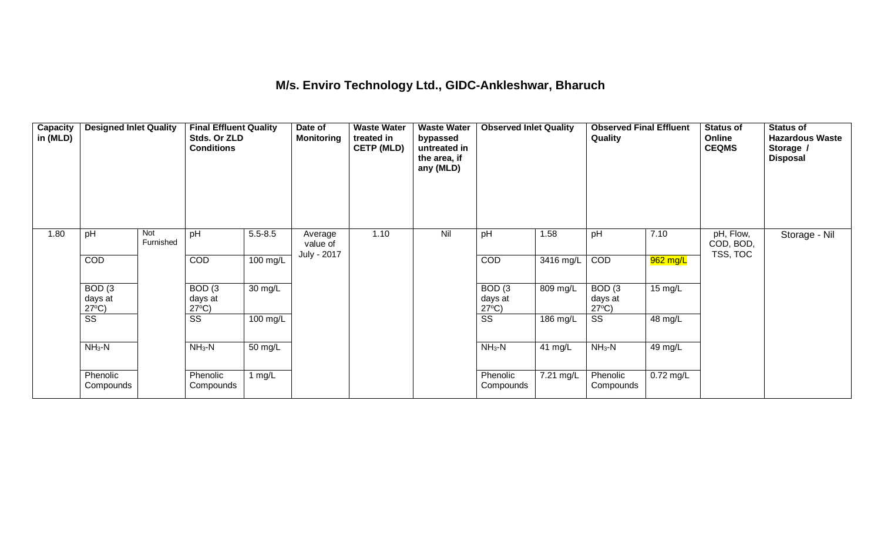## M/s. Enviro Technology Ltd., GIDC-Ankleshwar, Bharuch

| Capacity in (MLD) | Designed Inlet Quality | | Final Effluent Quality Stds. Or ZLD Conditions | | Date of Monitoring | Waste Water treated in CETP (MLD) | Waste Water bypassed untreated in the area, if any (MLD) | Observed Inlet Quality | | Observed Final Effluent Quality | | Status of Online CEQMS | Status of Hazardous Waste Storage / Disposal |
|---|---|---|---|---|---|---|---|---|---|---|---|---|---|
| 1.80 | pH | Not Furnished | pH | 5.5-8.5 | Average value of July - 2017 | 1.10 | Nil | pH | 1.58 | pH | 7.10 | pH, Flow, COD, BOD, TSS, TOC | Storage - Nil |
| | COD | | COD | 100 mg/L | | | | COD | 3416 mg/L | COD | 962 mg/L | | |
| | BOD (3 days at 27°C) | | BOD (3 days at 27°C) | 30 mg/L | | | | BOD (3 days at 27°C) | 809 mg/L | BOD (3 days at 27°C) | 15 mg/L | | |
| | SS | | SS | 100 mg/L | | | | SS | 186 mg/L | SS | 48 mg/L | | |
| | $NH_3$-N | | $NH_3$-N | 50 mg/L | | | | $NH_3$-N | 41 mg/L | $NH_3$-N | 49 mg/L | | |
| | Phenolic Compounds | | Phenolic Compounds | 1 mg/L | | | | Phenolic Compounds | 7.21 mg/L | Phenolic Compounds | 0.72 mg/L | | |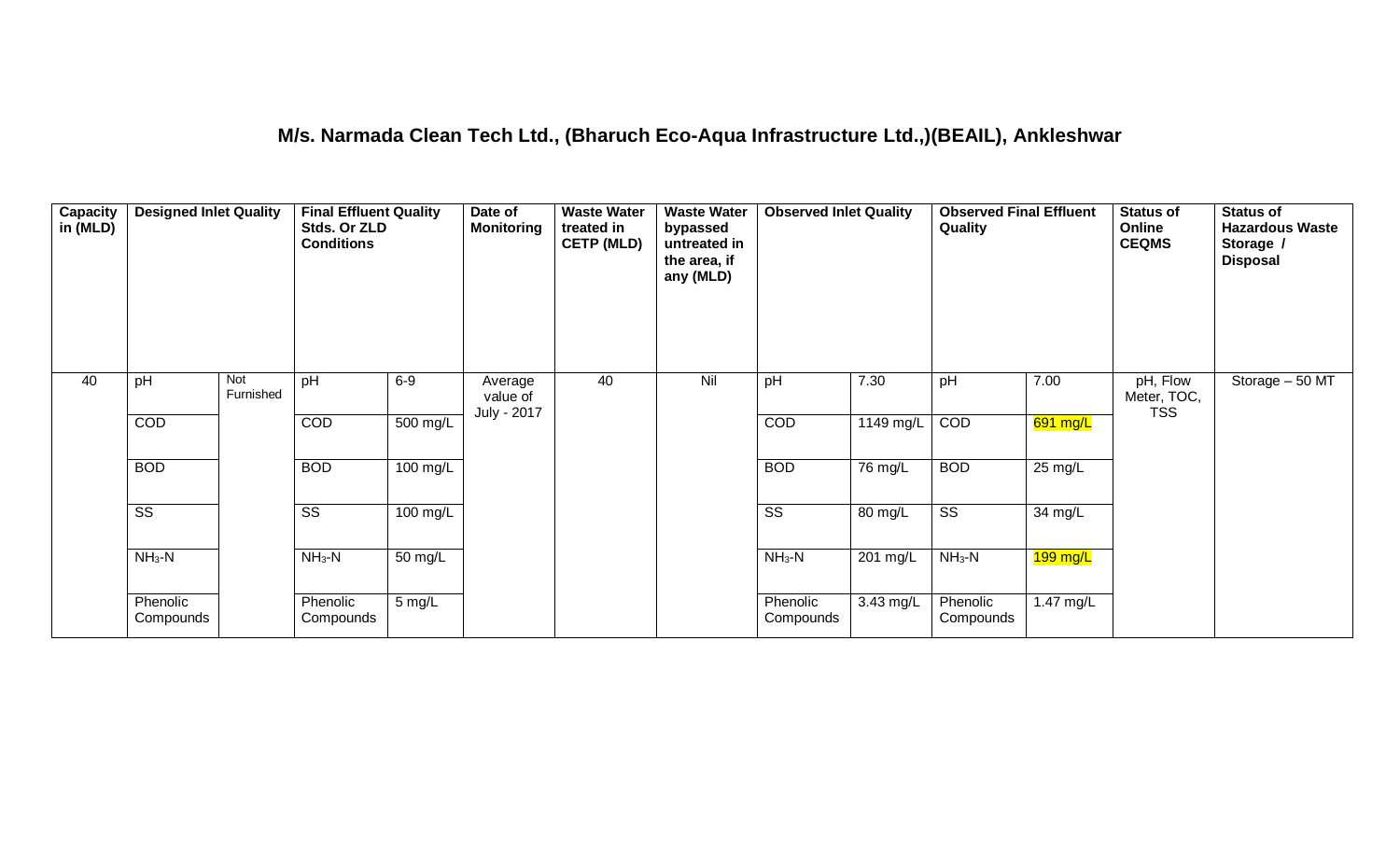## M/s. Narmada Clean Tech Ltd., (Bharuch Eco-Aqua Infrastructure Ltd.,)(BEAIL), Ankleshwar

| Capacity in (MLD) | Designed Inlet Quality | | Final Effluent Quality Stds. Or ZLD Conditions | | Date of Monitoring | Waste Water treated in CETP (MLD) | Waste Water bypassed untreated in the area, if any (MLD) | Observed Inlet Quality | | Observed Final Effluent Quality | | Status of Online CEQMS | Status of Hazardous Waste Storage / Disposal |
|---|---|---|---|---|---|---|---|---|---|---|---|---|---|
| 40 | pH | Not Furnished | pH | 6-9 | Average value of July - 2017 | 40 | Nil | pH | 7.30 | pH | 7.00 | pH, Flow Meter, TOC, TSS | Storage – 50 MT |
| | COD | | COD | 500 mg/L | | | | COD | 1149 mg/L | COD | 691 mg/L | | |
| | BOD | | BOD | 100 mg/L | | | | BOD | 76 mg/L | BOD | 25 mg/L | | |
| | SS | | SS | 100 mg/L | | | | SS | 80 mg/L | SS | 34 mg/L | | |
| | $NH_3$-N | | $NH_3$-N | 50 mg/L | | | | $NH_3$-N | 201 mg/L | $NH_3$-N | 199 mg/L | | |
| | Phenolic Compounds | | Phenolic Compounds | 5 mg/L | | | | Phenolic Compounds | 3.43 mg/L | Phenolic Compounds | 1.47 mg/L | | |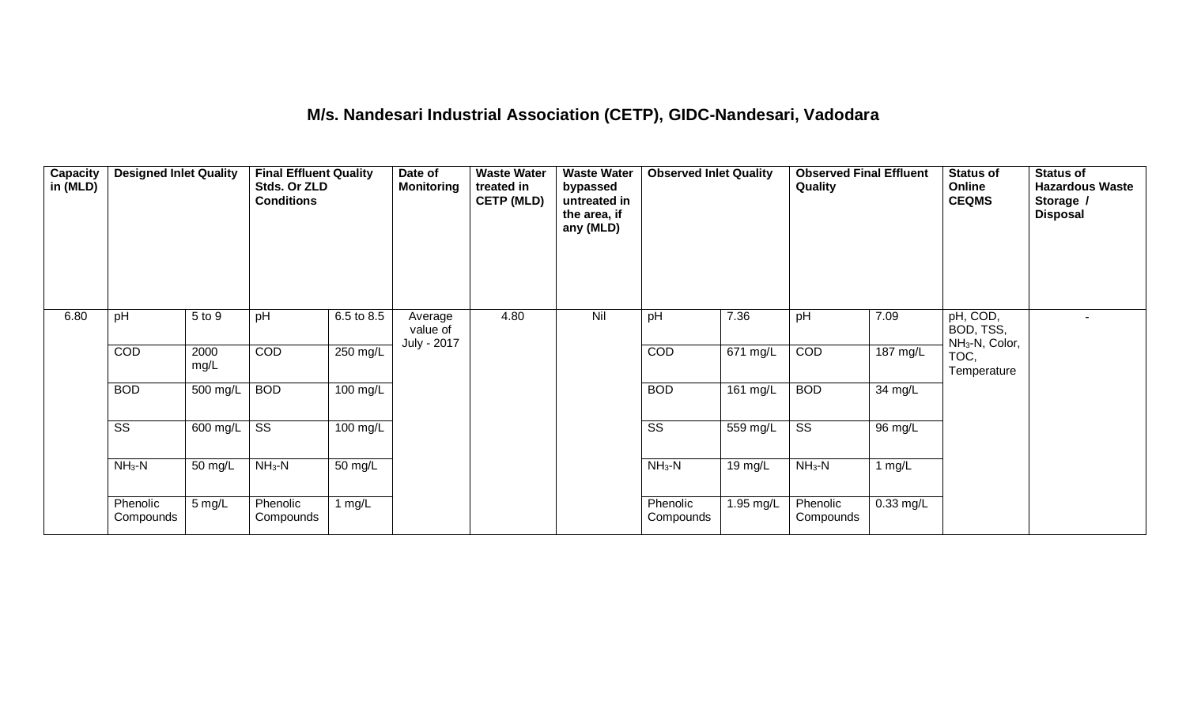# M/s. Nandesari Industrial Association (CETP), GIDC-Nandesari, Vadodara

| Capacity in (MLD) | Designed Inlet Quality | | Final Effluent Quality Stds. Or ZLD Conditions | | Date of Monitoring | Waste Water treated in CETP (MLD) | Waste Water bypassed untreated in the area, if any (MLD) | Observed Inlet Quality | | Observed Final Effluent Quality | | Status of Online CEQMS | Status of Hazardous Waste Storage / Disposal |
|---|---|---|---|---|---|---|---|---|---|---|---|---|---|
| 6.80 | pH | 5 to 9 | pH | 6.5 to 8.5 | Average value of July - 2017 | 4.80 | Nil | pH | 7.36 | pH | 7.09 | pH, COD, BOD, TSS, $NH_3$-N, Color, TOC, Temperature | - |
| | COD | 2000 mg/L | COD | 250 mg/L | | | | COD | 671 mg/L | COD | 187 mg/L | | |
| | BOD | 500 mg/L | BOD | 100 mg/L | | | | BOD | 161 mg/L | BOD | 34 mg/L | | |
| | SS | 600 mg/L | SS | 100 mg/L | | | | SS | 559 mg/L | SS | 96 mg/L | | |
| | $NH_3$-N | 50 mg/L | $NH_3$-N | 50 mg/L | | | | $NH_3$-N | 19 mg/L | $NH_3$-N | 1 mg/L | | |
| | Phenolic Compounds | 5 mg/L | Phenolic Compounds | 1 mg/L | | | | Phenolic Compounds | 1.95 mg/L | Phenolic Compounds | 0.33 mg/L | | |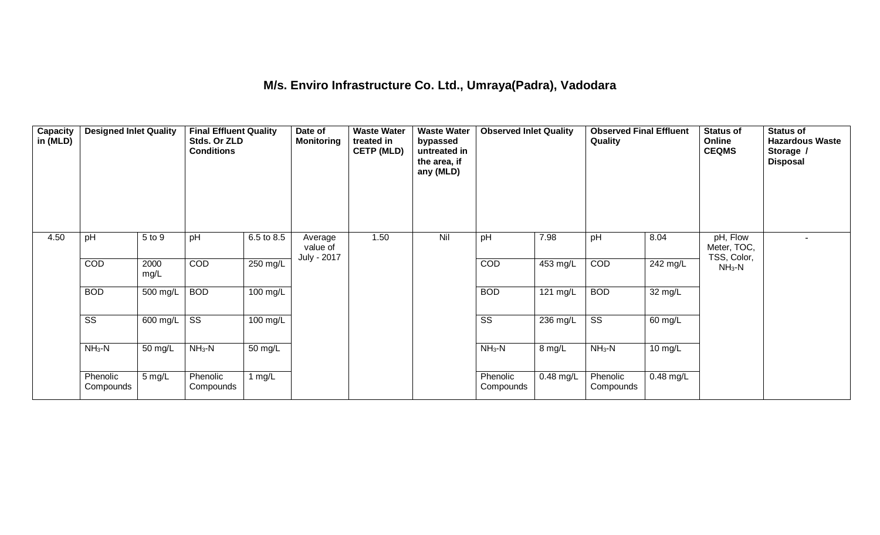## M/s. Enviro Infrastructure Co. Ltd., Umraya(Padra), Vadodara

| Capacity in (MLD) | Designed Inlet Quality | | Final Effluent Quality Stds. Or ZLD Conditions | | Date of Monitoring | Waste Water treated in CETP (MLD) | Waste Water bypassed untreated in the area, if any (MLD) | Observed Inlet Quality | | Observed Final Effluent Quality | | Status of Online CEQMS | Status of Hazardous Waste Storage / Disposal |
|---|---|---|---|---|---|---|---|---|---|---|---|---|---|
| 4.50 | pH | 5 to 9 | pH | 6.5 to 8.5 | Average value of July - 2017 | 1.50 | Nil | pH | 7.98 | pH | 8.04 | pH, Flow Meter, TOC, TSS, Color, $NH_3$-N | - |
| | COD | 2000 mg/L | COD | 250 mg/L | | | | COD | 453 mg/L | COD | 242 mg/L | | |
| | BOD | 500 mg/L | BOD | 100 mg/L | | | | BOD | 121 mg/L | BOD | 32 mg/L | | |
| | SS | 600 mg/L | SS | 100 mg/L | | | | SS | 236 mg/L | SS | 60 mg/L | | |
| | $NH_3$-N | 50 mg/L | $NH_3$-N | 50 mg/L | | | | $NH_3$-N | 8 mg/L | $NH_3$-N | 10 mg/L | | |
| | Phenolic Compounds | 5 mg/L | Phenolic Compounds | 1 mg/L | | | | Phenolic Compounds | 0.48 mg/L | Phenolic Compounds | 0.48 mg/L | | |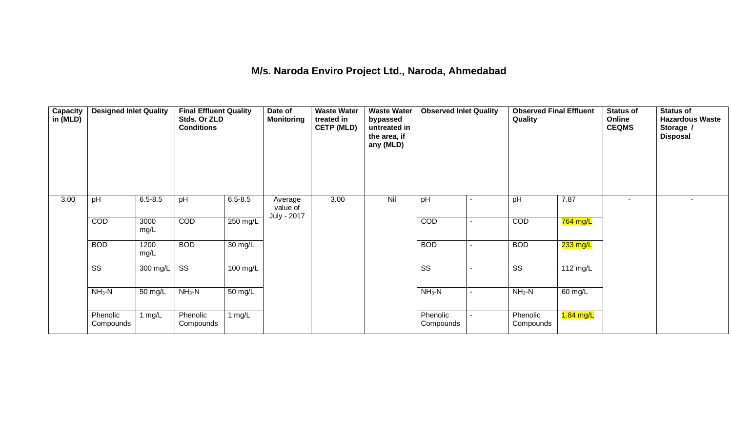# M/s. Naroda Enviro Project Ltd., Naroda, Ahmedabad

| Capacity in (MLD) | Designed Inlet Quality | | Final Effluent Quality Stds. Or ZLD Conditions | | Date of Monitoring | Waste Water treated in CETP (MLD) | Waste Water bypassed untreated in the area, if any (MLD) | Observed Inlet Quality | | Observed Final Effluent Quality | | Status of Online CEQMS | Status of Hazardous Waste Storage / Disposal |
|---|---|---|---|---|---|---|---|---|---|---|---|---|---|
| 3.00 | pH | 6.5-8.5 | pH | 6.5-8.5 | Average value of July - 2017 | 3.00 | Nil | pH | - | pH | 7.87 | - | - |
| | COD | 3000 mg/L | COD | 250 mg/L | | | | COD | - | COD | 764 mg/L | | |
| | BOD | 1200 mg/L | BOD | 30 mg/L | | | | BOD | - | BOD | 233 mg/L | | |
| | SS | 300 mg/L | SS | 100 mg/L | | | | SS | - | SS | 112 mg/L | | |
| | $NH_3$-N | 50 mg/L | $NH_3$-N | 50 mg/L | | | | $NH_3$-N | - | $NH_3$-N | 60 mg/L | | |
| | Phenolic Compounds | 1 mg/L | Phenolic Compounds | 1 mg/L | | | | Phenolic Compounds | - | Phenolic Compounds | 1.84 mg/L | | |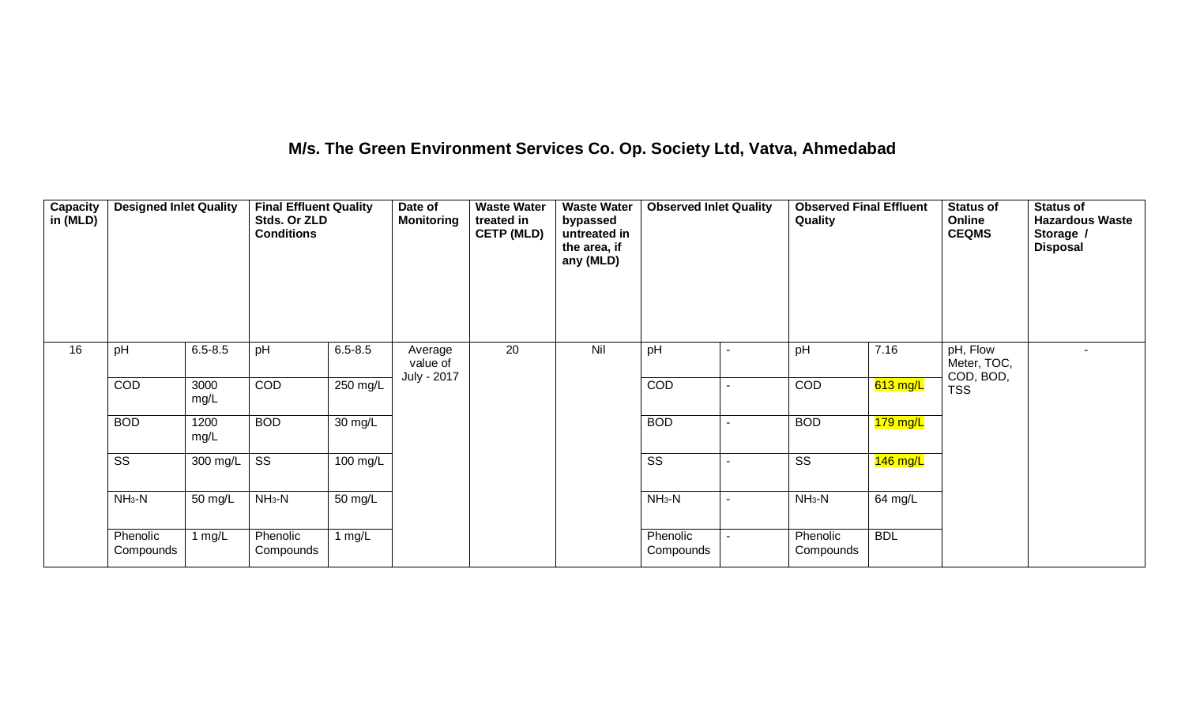# M/s. The Green Environment Services Co. Op. Society Ltd, Vatva, Ahmedabad

| Capacity in (MLD) | Designed Inlet Quality | | Final Effluent Quality Stds. Or ZLD Conditions | | Date of Monitoring | Waste Water treated in CETP (MLD) | Waste Water bypassed untreated in the area, if any (MLD) | Observed Inlet Quality | | Observed Final Effluent Quality | | Status of Online CEQMS | Status of Hazardous Waste Storage / Disposal |
|---|---|---|---|---|---|---|---|---|---|---|---|---|---|
| 16 | pH | 6.5-8.5 | pH | 6.5-8.5 | Average value of July - 2017 | 20 | Nil | pH | - | pH | 7.16 | pH, Flow Meter, TOC, COD, BOD, TSS | - |
| | COD | 3000 mg/L | COD | 250 mg/L | | | | COD | - | COD | 613 mg/L | | |
| | BOD | 1200 mg/L | BOD | 30 mg/L | | | | BOD | - | BOD | 179 mg/L | | |
| | SS | 300 mg/L | SS | 100 mg/L | | | | SS | - | SS | 146 mg/L | | |
| | $NH_3$-N | 50 mg/L | $NH_3$-N | 50 mg/L | | | | $NH_3$-N | - | $NH_3$-N | 64 mg/L | | |
| | Phenolic Compounds | 1 mg/L | Phenolic Compounds | 1 mg/L | | | | Phenolic Compounds | - | Phenolic Compounds | BDL | | |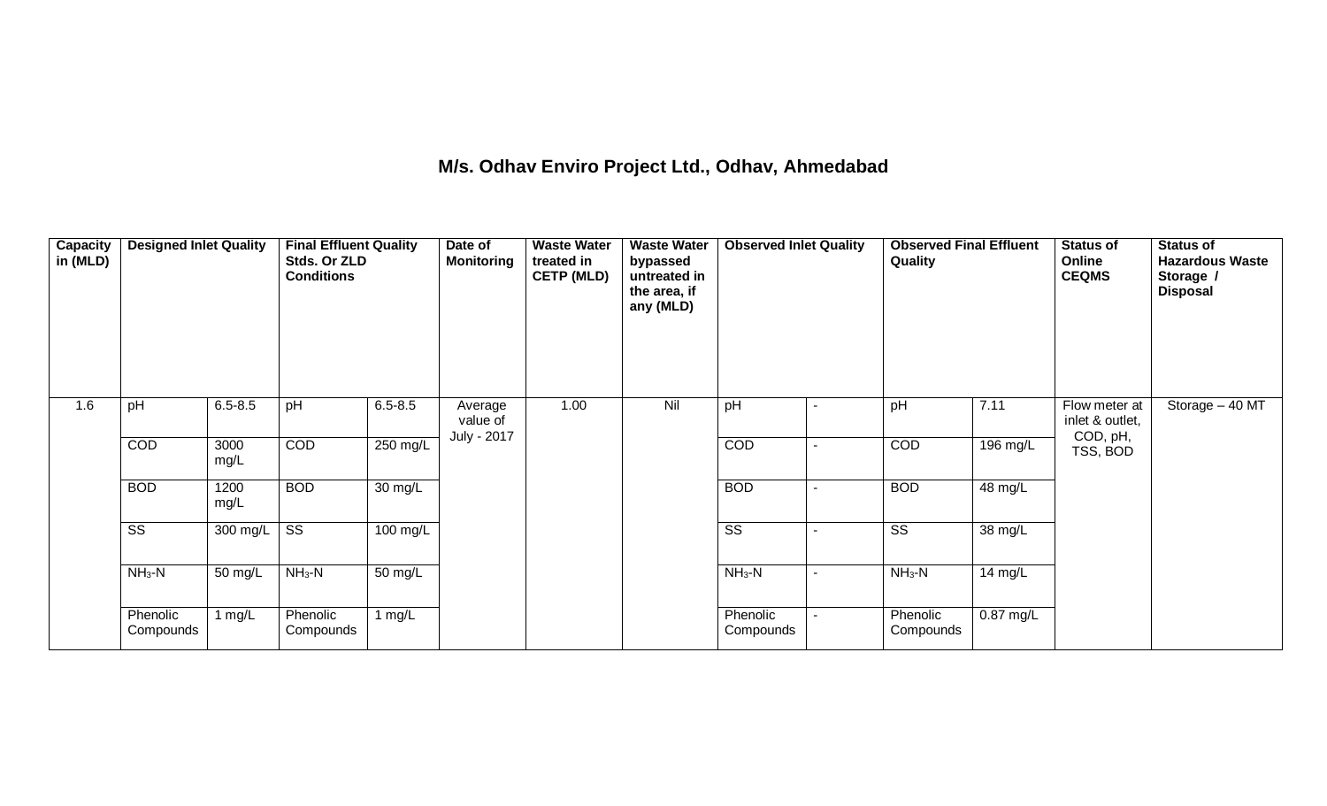# M/s. Odhav Enviro Project Ltd., Odhav, Ahmedabad

| Capacity in (MLD) | Designed Inlet Quality | | Final Effluent Quality Stds. Or ZLD Conditions | | Date of Monitoring | Waste Water treated in CETP (MLD) | Waste Water bypassed untreated in the area, if any (MLD) | Observed Inlet Quality | | Observed Final Effluent Quality | | Status of Online CEQMS | Status of Hazardous Waste Storage / Disposal |
|---|---|---|---|---|---|---|---|---|---|---|---|---|---|
| 1.6 | pH | 6.5-8.5 | pH | 6.5-8.5 | Average value of July - 2017 | 1.00 | Nil | pH | - | pH | 7.11 | Flow meter at inlet & outlet, COD, pH, TSS, BOD | Storage – 40 MT |
| | COD | 3000 mg/L | COD | 250 mg/L | | | | COD | - | COD | 196 mg/L | | |
| | BOD | 1200 mg/L | BOD | 30 mg/L | | | | BOD | - | BOD | 48 mg/L | | |
| | SS | 300 mg/L | SS | 100 mg/L | | | | SS | - | SS | 38 mg/L | | |
| | $NH_3$-N | 50 mg/L | $NH_3$-N | 50 mg/L | | | | $NH_3$-N | - | $NH_3$-N | 14 mg/L | | |
| | Phenolic Compounds | 1 mg/L | Phenolic Compounds | 1 mg/L | | | | Phenolic Compounds | - | Phenolic Compounds | 0.87 mg/L | | |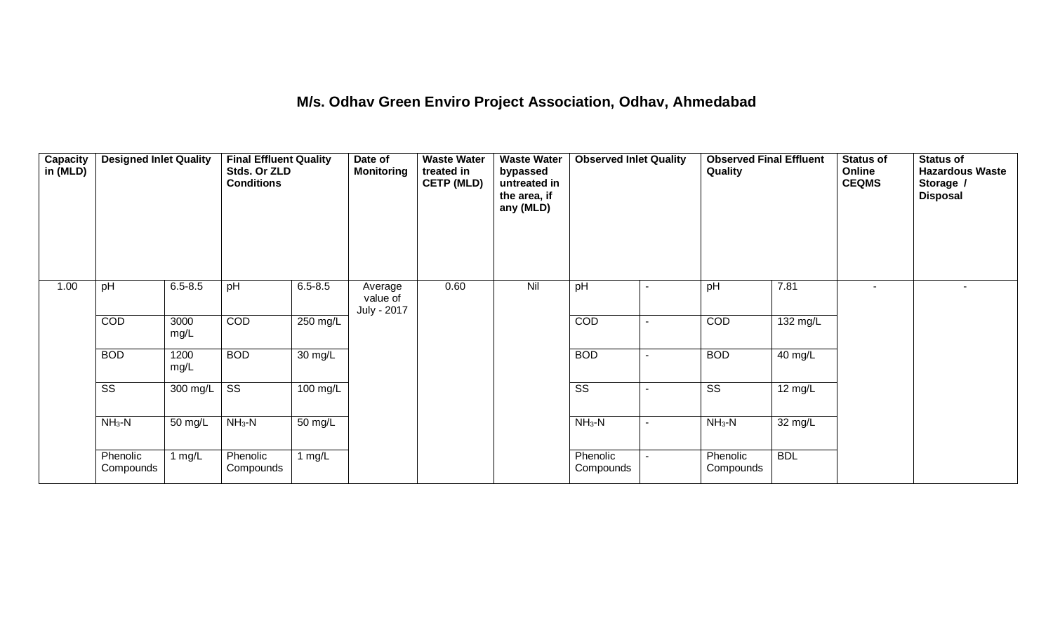### M/s. Odhav Green Enviro Project Association, Odhav, Ahmedabad

| Capacity in (MLD) | Designed Inlet Quality | | Final Effluent Quality Stds. Or ZLD Conditions | | Date of Monitoring | Waste Water treated in CETP (MLD) | Waste Water bypassed untreated in the area, if any (MLD) | Observed Inlet Quality | | Observed Final Effluent Quality | | Status of Online CEQMS | Status of Hazardous Waste Storage / Disposal |
|---|---|---|---|---|---|---|---|---|---|---|---|---|---|
| 1.00 | pH | 6.5-8.5 | pH | 6.5-8.5 | Average value of July - 2017 | 0.60 | Nil | pH | - | pH | 7.81 | - | - |
| | COD | 3000 mg/L | COD | 250 mg/L | | | | COD | - | COD | 132 mg/L | | |
| | BOD | 1200 mg/L | BOD | 30 mg/L | | | | BOD | - | BOD | 40 mg/L | | |
| | SS | 300 mg/L | SS | 100 mg/L | | | | SS | - | SS | 12 mg/L | | |
| | $NH_3$-N | 50 mg/L | $NH_3$-N | 50 mg/L | | | | $NH_3$-N | - | $NH_3$-N | 32 mg/L | | |
| | Phenolic Compounds | 1 mg/L | Phenolic Compounds | 1 mg/L | | | | Phenolic Compounds | - | Phenolic Compounds | BDL | | |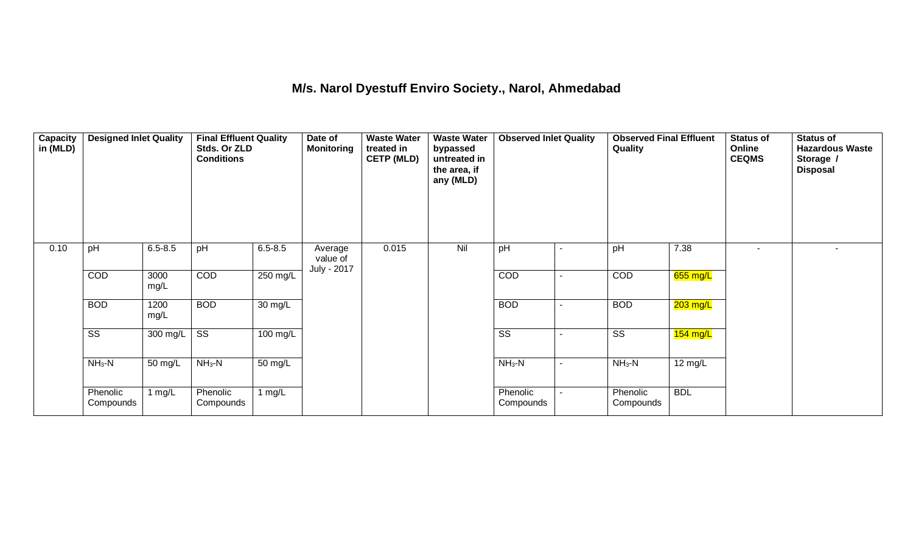# M/s. Narol Dyestuff Enviro Society., Narol, Ahmedabad

| Capacity in (MLD) | Designed Inlet Quality | | Final Effluent Quality Stds. Or ZLD Conditions | | Date of Monitoring | Waste Water treated in CETP (MLD) | Waste Water bypassed untreated in the area, if any (MLD) | Observed Inlet Quality | | Observed Final Effluent Quality | | Status of Online CEQMS | Status of Hazardous Waste Storage / Disposal |
|---|---|---|---|---|---|---|---|---|---|---|---|---|---|
| 0.10 | pH | 6.5-8.5 | pH | 6.5-8.5 | Average value of July - 2017 | 0.015 | Nil | pH | - | pH | 7.38 | - | - |
| | COD | 3000 mg/L | COD | 250 mg/L | | | | COD | - | COD | 655 mg/L | | |
| | BOD | 1200 mg/L | BOD | 30 mg/L | | | | BOD | - | BOD | 203 mg/L | | |
| | SS | 300 mg/L | SS | 100 mg/L | | | | SS | - | SS | 154 mg/L | | |
| | $NH_3$-N | 50 mg/L | $NH_3$-N | 50 mg/L | | | | $NH_3$-N | - | $NH_3$-N | 12 mg/L | | |
| | Phenolic Compounds | 1 mg/L | Phenolic Compounds | 1 mg/L | | | | Phenolic Compounds | - | Phenolic Compounds | BDL | | |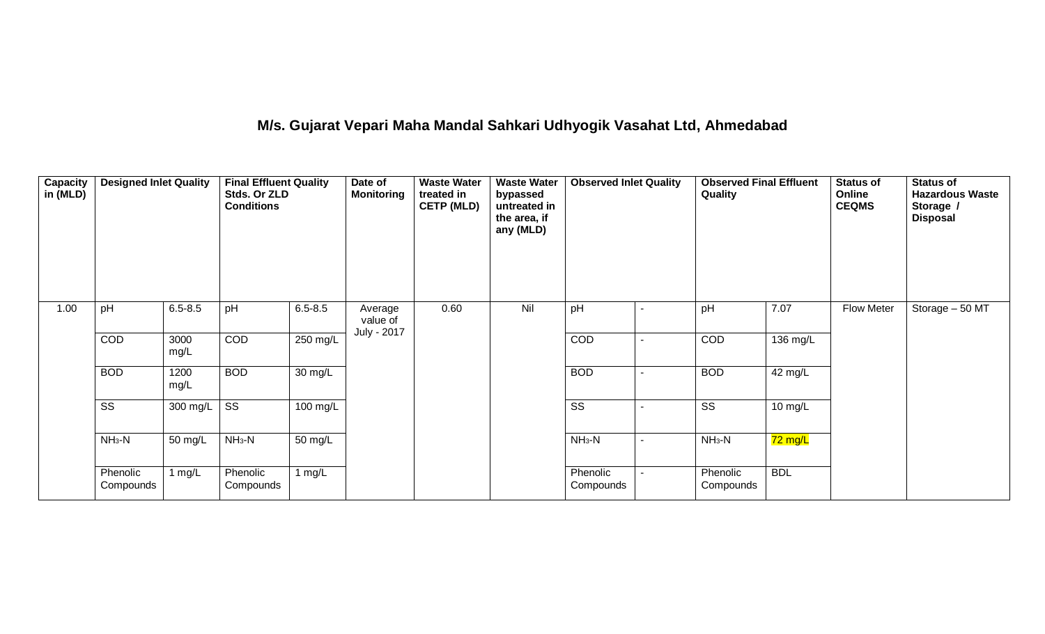## M/s. Gujarat Vepari Maha Mandal Sahkari Udhyogik Vasahat Ltd, Ahmedabad

| Capacity in (MLD) | Designed Inlet Quality | | Final Effluent Quality Stds. Or ZLD Conditions | | Date of Monitoring | Waste Water treated in CETP (MLD) | Waste Water bypassed untreated in the area, if any (MLD) | Observed Inlet Quality | | Observed Final Effluent Quality | | Status of Online CEQMS | Status of Hazardous Waste Storage / Disposal |
|---|---|---|---|---|---|---|---|---|---|---|---|---|---|
| 1.00 | pH | 6.5-8.5 | pH | 6.5-8.5 | Average value of July - 2017 | 0.60 | Nil | pH | - | pH | 7.07 | Flow Meter | Storage – 50 MT |
| | COD | 3000 mg/L | COD | 250 mg/L | | | | COD | - | COD | 136 mg/L | | |
| | BOD | 1200 mg/L | BOD | 30 mg/L | | | | BOD | - | BOD | 42 mg/L | | |
| | SS | 300 mg/L | SS | 100 mg/L | | | | SS | - | SS | 10 mg/L | | |
| | $NH_3$-N | 50 mg/L | $NH_3$-N | 50 mg/L | | | | $NH_3$-N | - | $NH_3$-N | 72 mg/L | | |
| | Phenolic Compounds | 1 mg/L | Phenolic Compounds | 1 mg/L | | | | Phenolic Compounds | - | Phenolic Compounds | BDL | | |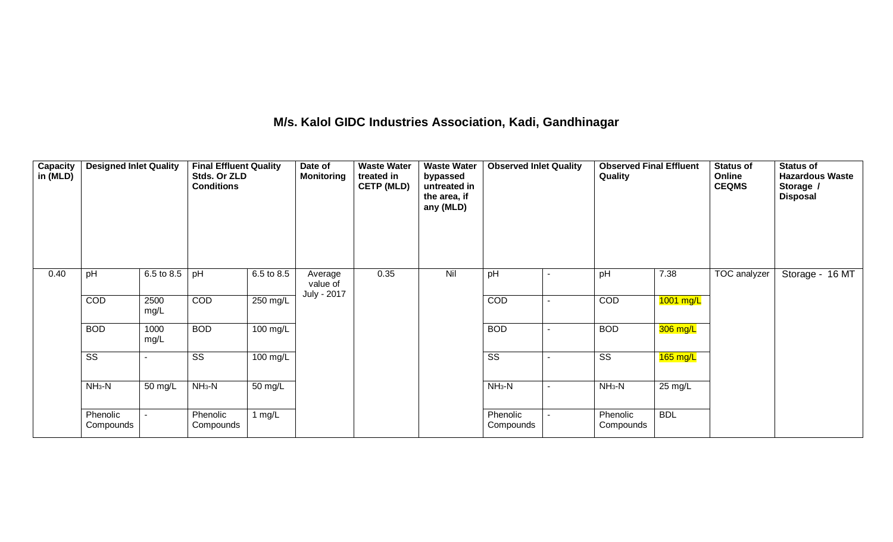## M/s. Kalol GIDC Industries Association, Kadi, Gandhinagar

| Capacity in (MLD) | Designed Inlet Quality | | Final Effluent Quality Stds. Or ZLD Conditions | | Date of Monitoring | Waste Water treated in CETP (MLD) | Waste Water bypassed untreated in the area, if any (MLD) | Observed Inlet Quality | | Observed Final Effluent Quality | | Status of Online CEQMS | Status of Hazardous Waste Storage / Disposal |
|---|---|---|---|---|---|---|---|---|---|---|---|---|---|
| 0.40 | pH | 6.5 to 8.5 | pH | 6.5 to 8.5 | Average value of July - 2017 | 0.35 | Nil | pH | - | pH | 7.38 | TOC analyzer | Storage - 16 MT |
| | COD | 2500 mg/L | COD | 250 mg/L | | | | COD | - | COD | 1001 mg/L | | |
| | BOD | 1000 mg/L | BOD | 100 mg/L | | | | BOD | - | BOD | 306 mg/L | | |
| | SS | - | SS | 100 mg/L | | | | SS | - | SS | 165 mg/L | | |
| | $NH_3$-N | 50 mg/L | $NH_3$-N | 50 mg/L | | | | $NH_3$-N | - | $NH_3$-N | 25 mg/L | | |
| | Phenolic Compounds | - | Phenolic Compounds | 1 mg/L | | | | Phenolic Compounds | - | Phenolic Compounds | BDL | | |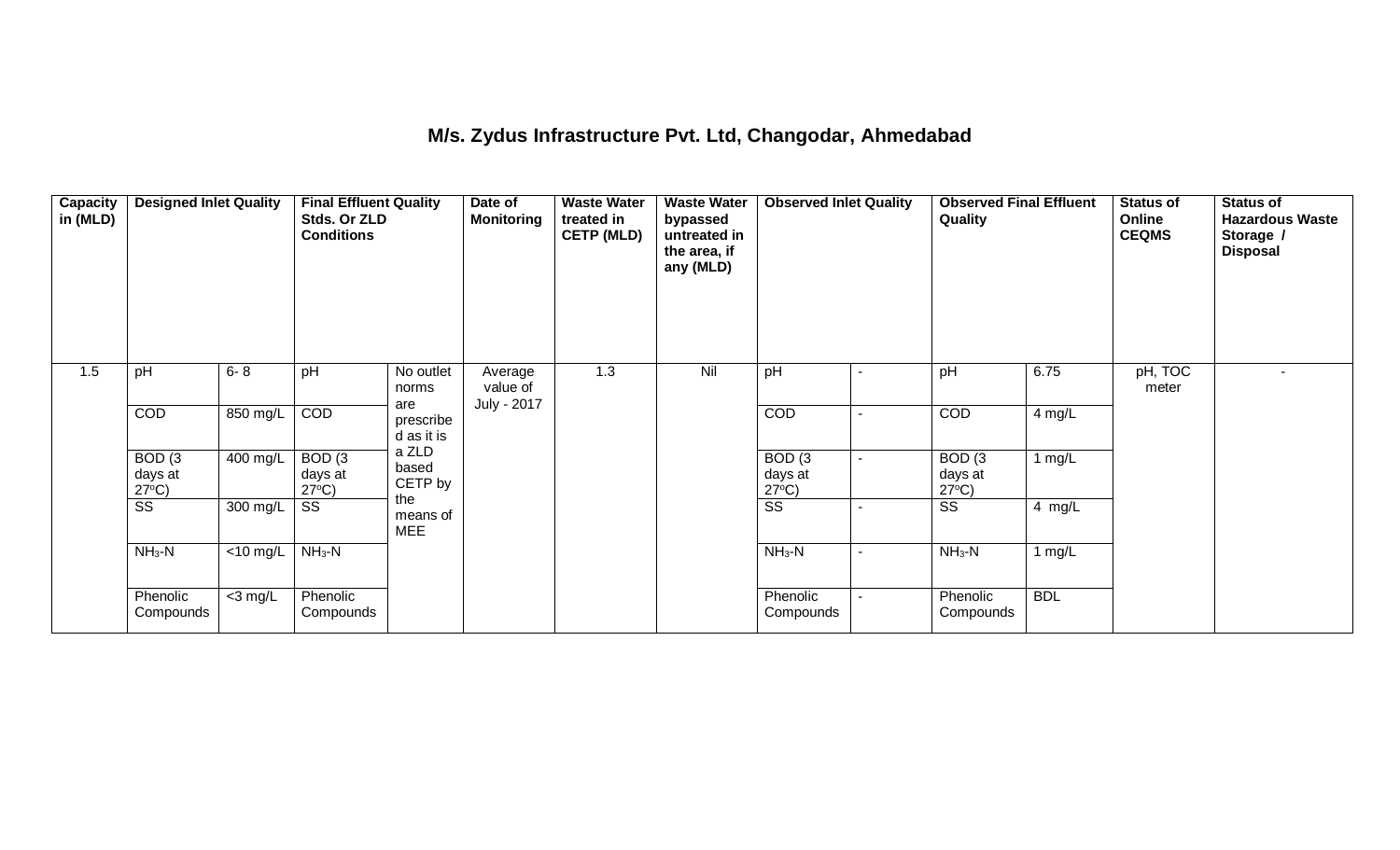## M/s. Zydus Infrastructure Pvt. Ltd, Changodar, Ahmedabad

| Capacity in (MLD) | Designed Inlet Quality | | Final Effluent Quality Stds. Or ZLD Conditions | | Date of Monitoring | Waste Water treated in CETP (MLD) | Waste Water bypassed untreated in the area, if any (MLD) | Observed Inlet Quality | | Observed Final Effluent Quality | | Status of Online CEQMS | Status of Hazardous Waste Storage / Disposal |
|---|---|---|---|---|---|---|---|---|---|---|---|---|---|
| 1.5 | pH | 6- 8 | pH | No outlet norms are prescribed as it is a ZLD based CETP by the means of MEE | Average value of July - 2017 | 1.3 | Nil | pH | - | pH | 6.75 | pH, TOC meter | - |
| | COD | 850 mg/L | COD | | | | | COD | - | COD | 4 mg/L | | |
| | BOD (3 days at 27°C) | 400 mg/L | BOD (3 days at 27°C) | | | | | BOD (3 days at 27°C) | - | BOD (3 days at 27°C) | 1 mg/L | | |
| | SS | 300 mg/L | SS | | | | | SS | - | SS | 4 mg/L | | |
| | $NH_3$-N | <10 mg/L | $NH_3$-N | | | | | $NH_3$-N | - | $NH_3$-N | 1 mg/L | | |
| | Phenolic Compounds | <3 mg/L | Phenolic Compounds | | | | | Phenolic Compounds | - | Phenolic Compounds | BDL | | |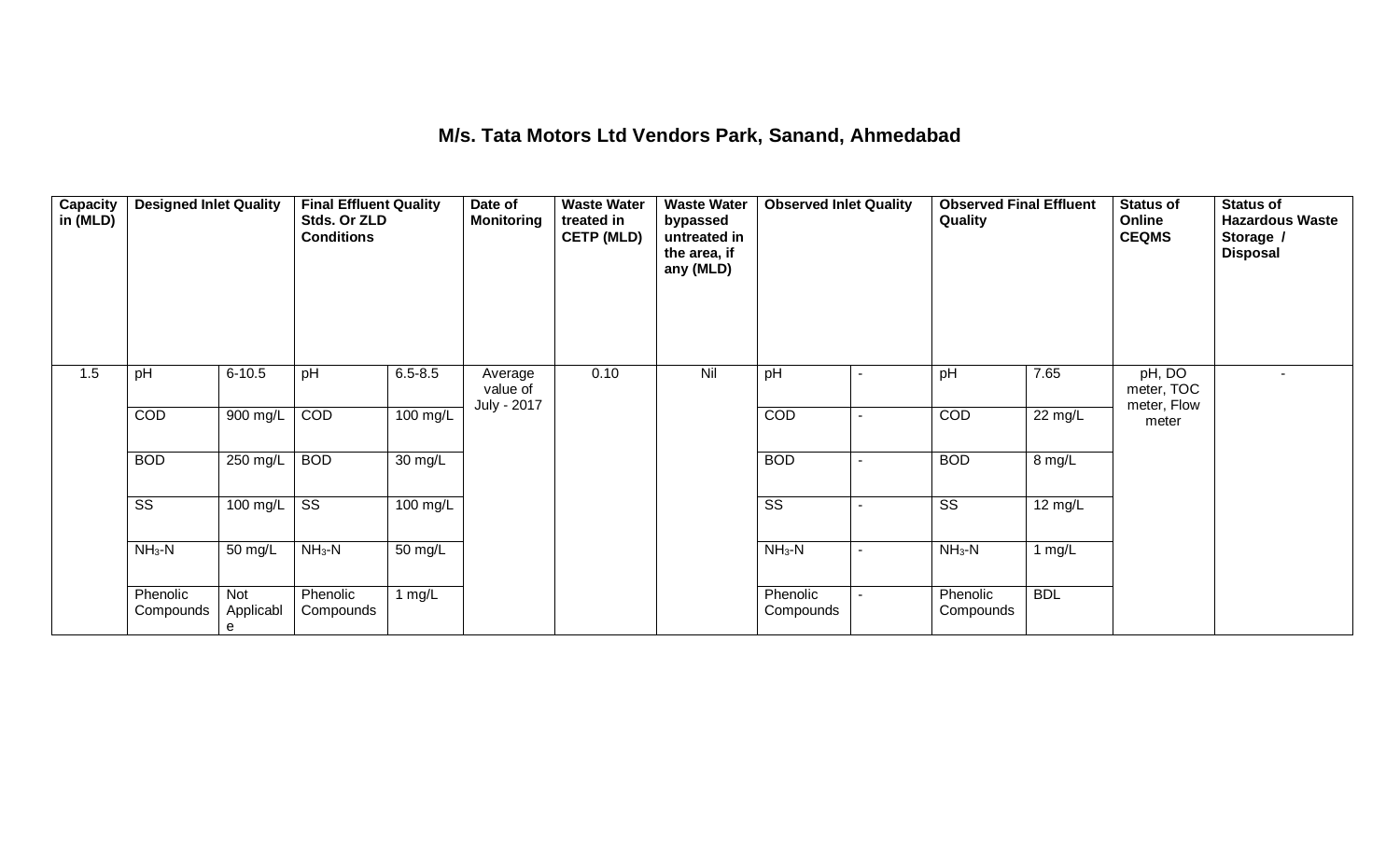## M/s. Tata Motors Ltd Vendors Park, Sanand, Ahmedabad

| Capacity in (MLD) | Designed Inlet Quality | | Final Effluent Quality Stds. Or ZLD Conditions | | Date of Monitoring | Waste Water treated in CETP (MLD) | Waste Water bypassed untreated in the area, if any (MLD) | Observed Inlet Quality | | Observed Final Effluent Quality | | Status of Online CEQMS | Status of Hazardous Waste Storage / Disposal |
|---|---|---|---|---|---|---|---|---|---|---|---|---|---|
| 1.5 | pH | 6-10.5 | pH | 6.5-8.5 | Average value of July - 2017 | 0.10 | Nil | pH | - | pH | 7.65 | pH, DO meter, TOC meter, Flow meter | - |
| | COD | 900 mg/L | COD | 100 mg/L | | | | COD | - | COD | 22 mg/L | | |
| | BOD | 250 mg/L | BOD | 30 mg/L | | | | BOD | - | BOD | 8 mg/L | | |
| | SS | 100 mg/L | SS | 100 mg/L | | | | SS | - | SS | 12 mg/L | | |
| | $NH_3$-N | 50 mg/L | $NH_3$-N | 50 mg/L | | | | $NH_3$-N | - | $NH_3$-N | 1 mg/L | | |
| | Phenolic Compounds | Not Applicable | Phenolic Compounds | 1 mg/L | | | | Phenolic Compounds | - | Phenolic Compounds | BDL | | |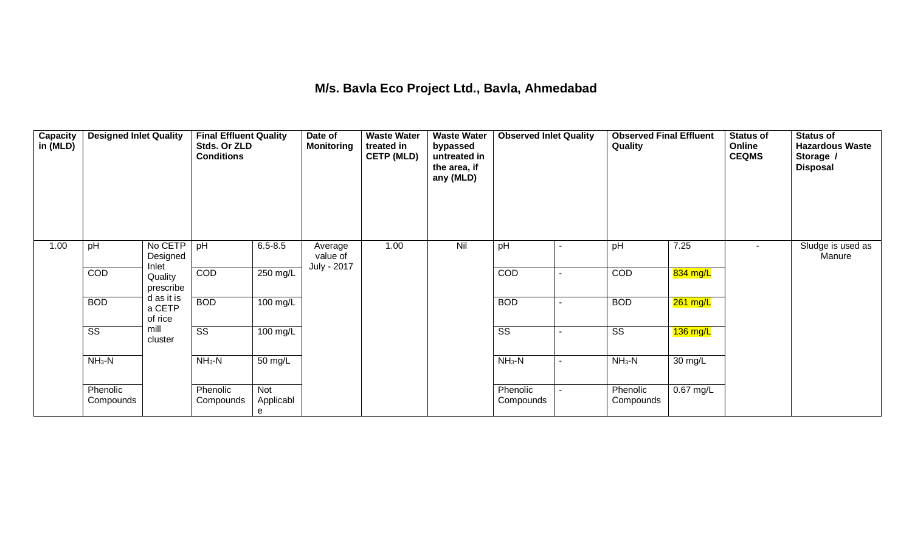## M/s. Bavla Eco Project Ltd., Bavla, Ahmedabad

| Capacity in (MLD) | Designed Inlet Quality | | Final Effluent Quality Stds. Or ZLD Conditions | | Date of Monitoring | Waste Water treated in CETP (MLD) | Waste Water bypassed untreated in the area, if any (MLD) | Observed Inlet Quality | | Observed Final Effluent Quality | | Status of Online CEQMS | Status of Hazardous Waste Storage / Disposal |
|---|---|---|---|---|---|---|---|---|---|---|---|---|---|
| 1.00 | pH | No CETP Designed Inlet Quality prescribed as it is a CETP of rice mill cluster | pH | 6.5-8.5 | Average value of July - 2017 | 1.00 | Nil | pH | - | pH | 7.25 | - | Sludge is used as Manure |
| | COD | | COD | 250 mg/L | | | | COD | - | COD | 834 mg/L | | |
| | BOD | | BOD | 100 mg/L | | | | BOD | - | BOD | 261 mg/L | | |
| | SS | | SS | 100 mg/L | | | | SS | - | SS | 136 mg/L | | |
| | $NH_3$-N | | $NH_3$-N | 50 mg/L | | | | $NH_3$-N | - | $NH_3$-N | 30 mg/L | | |
| | Phenolic Compounds | | Phenolic Compounds | Not Applicable | | | | Phenolic Compounds | - | Phenolic Compounds | 0.67 mg/L | | |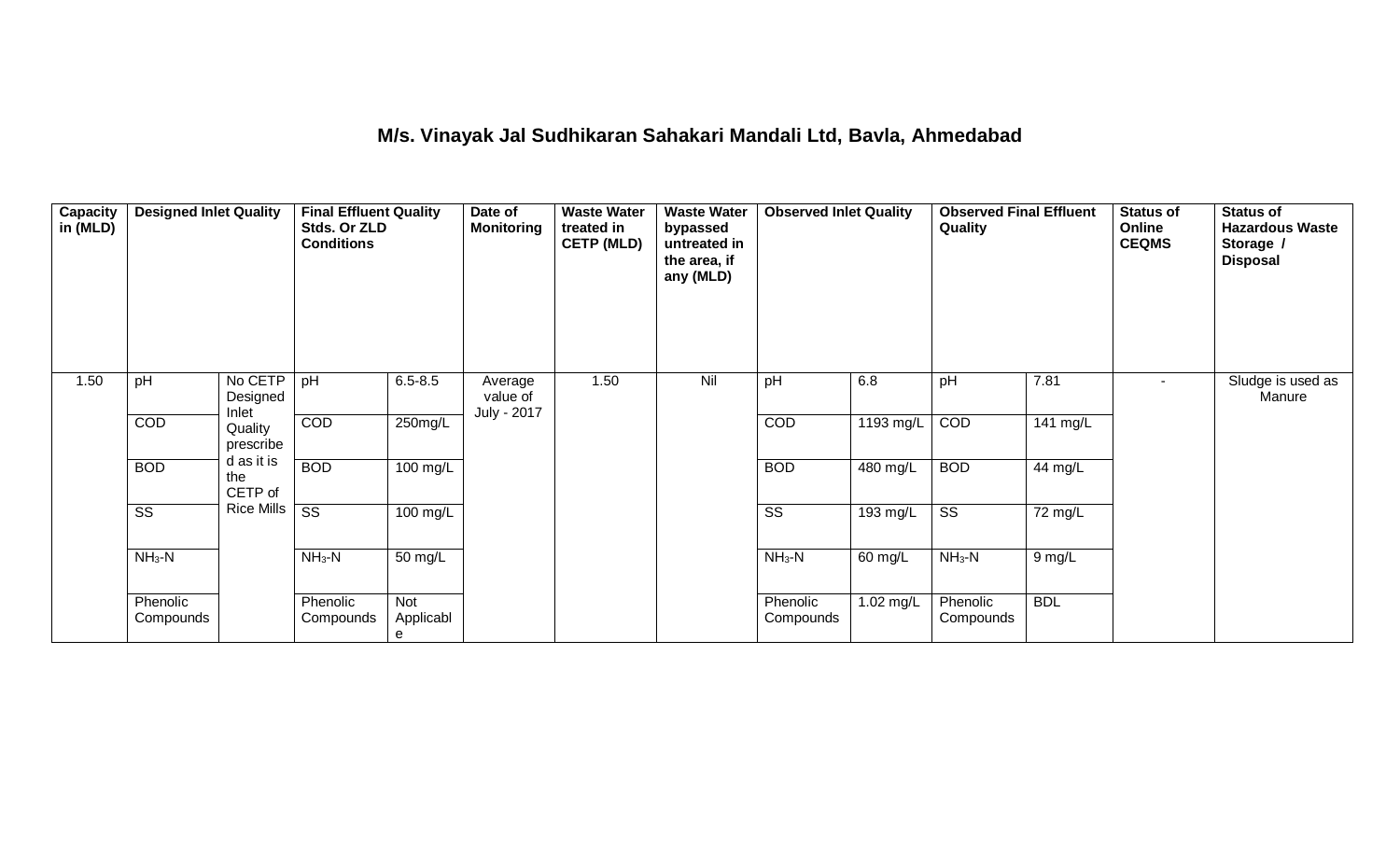# M/s. Vinayak Jal Sudhikaran Sahakari Mandali Ltd, Bavla, Ahmedabad

| Capacity in (MLD) | Designed Inlet Quality | | Final Effluent Quality Stds. Or ZLD Conditions | | Date of Monitoring | Waste Water treated in CETP (MLD) | Waste Water bypassed untreated in the area, if any (MLD) | Observed Inlet Quality | | Observed Final Effluent Quality | | Status of Online CEQMS | Status of Hazardous Waste Storage / Disposal |
|---|---|---|---|---|---|---|---|---|---|---|---|---|---|
| 1.50 | pH | No CETP Designed Inlet Quality prescribed as it is the CETP of Rice Mills | pH | 6.5-8.5 | Average value of July - 2017 | 1.50 | Nil | pH | 6.8 | pH | 7.81 | - | Sludge is used as Manure |
| | COD | | COD | 250mg/L | | | | COD | 1193 mg/L | COD | 141 mg/L | | |
| | BOD | | BOD | 100 mg/L | | | | BOD | 480 mg/L | BOD | 44 mg/L | | |
| | SS | | SS | 100 mg/L | | | | SS | 193 mg/L | SS | 72 mg/L | | |
| | $NH_3$-N | | $NH_3$-N | 50 mg/L | | | | $NH_3$-N | 60 mg/L | $NH_3$-N | 9 mg/L | | |
| | Phenolic Compounds | | Phenolic Compounds | Not Applicable | | | | Phenolic Compounds | 1.02 mg/L | Phenolic Compounds | BDL | | |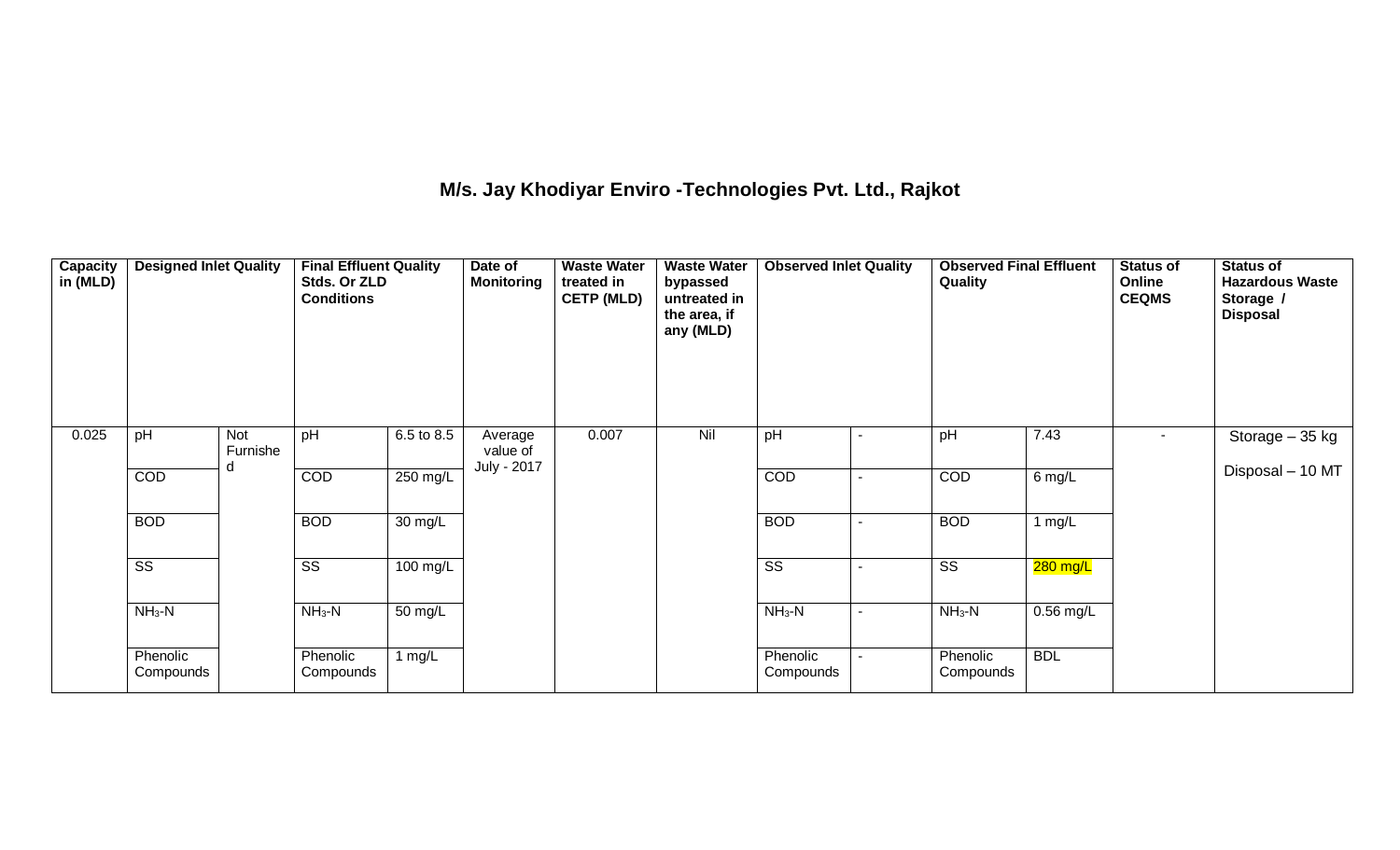**M/s. Jay Khodiyar Enviro -Technologies Pvt. Ltd., Rajkot**

| Capacity in (MLD) | Designed Inlet Quality | | Final Effluent Quality Stds. Or ZLD Conditions | | Date of Monitoring | Waste Water treated in CETP (MLD) | Waste Water bypassed untreated in the area, if any (MLD) | Observed Inlet Quality | | Observed Final Effluent Quality | | Status of Online CEQMS | Status of Hazardous Waste Storage / Disposal |
|---|---|---|---|---|---|---|---|---|---|---|---|---|---|
| 0.025 | pH | Not Furnished | pH | 6.5 to 8.5 | Average value of July - 2017 | 0.007 | Nil | pH | - | pH | 7.43 | - | Storage – 35 kg<br>Disposal – 10 MT |
| | COD | | COD | 250 mg/L | | | | COD | - | COD | 6 mg/L | | |
| | BOD | | BOD | 30 mg/L | | | | BOD | - | BOD | 1 mg/L | | |
| | SS | | SS | 100 mg/L | | | | SS | - | SS | 280 mg/L | | |
| | $NH_3$-N | | $NH_3$-N | 50 mg/L | | | | $NH_3$-N | - | $NH_3$-N | 0.56 mg/L | | |
| | Phenolic Compounds | | Phenolic Compounds | 1 mg/L | | | | Phenolic Compounds | - | Phenolic Compounds | BDL | | |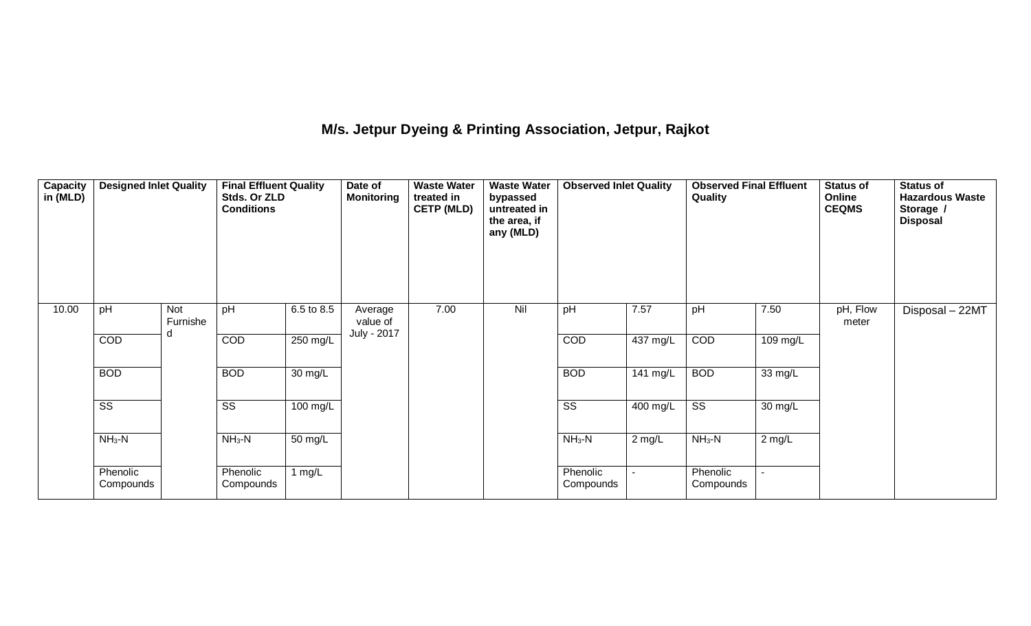## M/s. Jetpur Dyeing & Printing Association, Jetpur, Rajkot

| Capacity in (MLD) | Designed Inlet Quality | | Final Effluent Quality Stds. Or ZLD Conditions | | Date of Monitoring | Waste Water treated in CETP (MLD) | Waste Water bypassed untreated in the area, if any (MLD) | Observed Inlet Quality | | Observed Final Effluent Quality | | Status of Online CEQMS | Status of Hazardous Waste Storage / Disposal |
|---|---|---|---|---|---|---|---|---|---|---|---|---|---|
| 10.00 | pH | Not Furnished | pH | 6.5 to 8.5 | Average value of July - 2017 | 7.00 | Nil | pH | 7.57 | pH | 7.50 | pH, Flow meter | Disposal – 22MT |
| | COD | | COD | 250 mg/L | | | | COD | 437 mg/L | COD | 109 mg/L | | |
| | BOD | | BOD | 30 mg/L | | | | BOD | 141 mg/L | BOD | 33 mg/L | | |
| | SS | | SS | 100 mg/L | | | | SS | 400 mg/L | SS | 30 mg/L | | |
| | $NH_3$-N | | $NH_3$-N | 50 mg/L | | | | $NH_3$-N | 2 mg/L | $NH_3$-N | 2 mg/L | | |
| | Phenolic Compounds | | Phenolic Compounds | 1 mg/L | | | | Phenolic Compounds | - | Phenolic Compounds | - | | |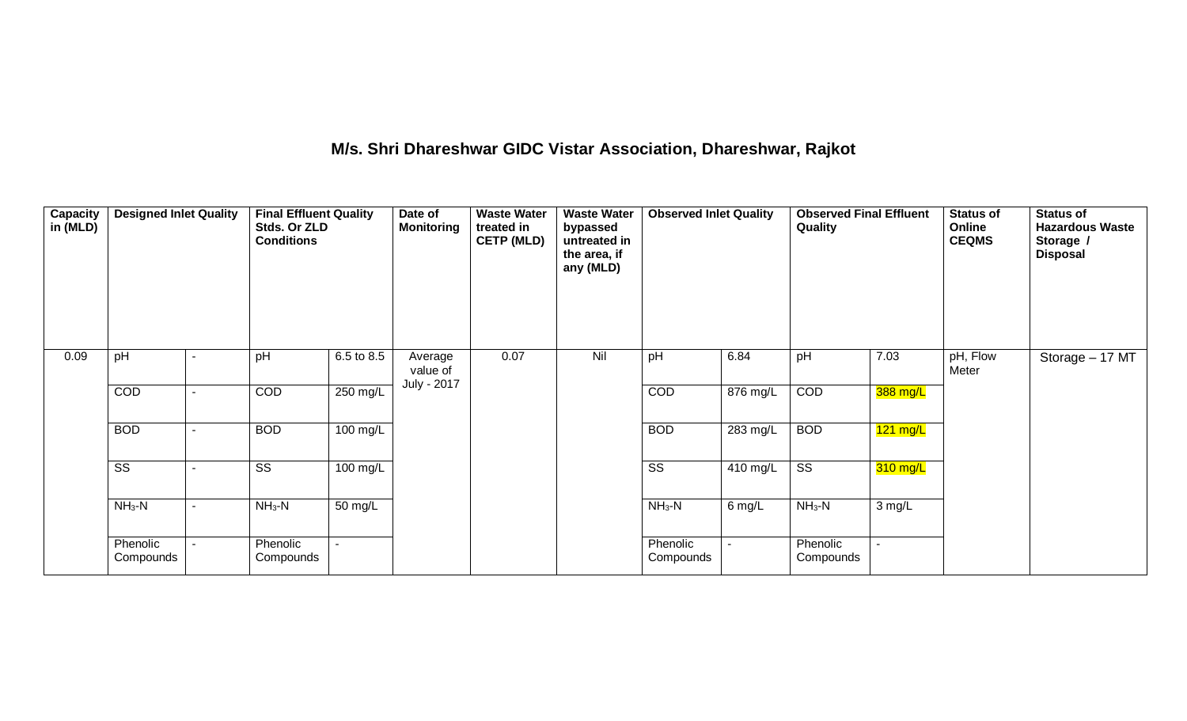# M/s. Shri Dhareshwar GIDC Vistar Association, Dhareshwar, Rajkot

| Capacity in (MLD) | Designed Inlet Quality | | Final Effluent Quality Stds. Or ZLD Conditions | | Date of Monitoring | Waste Water treated in CETP (MLD) | Waste Water bypassed untreated in the area, if any (MLD) | Observed Inlet Quality | | Observed Final Effluent Quality | | Status of Online CEQMS | Status of Hazardous Waste Storage / Disposal |
|---|---|---|---|---|---|---|---|---|---|---|---|---|---|
| 0.09 | pH | - | pH | 6.5 to 8.5 | Average value of July - 2017 | 0.07 | Nil | pH | 6.84 | pH | 7.03 | pH, Flow Meter | Storage – 17 MT |
| | COD | - | COD | 250 mg/L | | | | COD | 876 mg/L | COD | 388 mg/L | | |
| | BOD | - | BOD | 100 mg/L | | | | BOD | 283 mg/L | BOD | 121 mg/L | | |
| | SS | - | SS | 100 mg/L | | | | SS | 410 mg/L | SS | 310 mg/L | | |
| | $NH_3$-N | - | $NH_3$-N | 50 mg/L | | | | $NH_3$-N | 6 mg/L | $NH_3$-N | 3 mg/L | | |
| | Phenolic Compounds | - | Phenolic Compounds | - | | | | Phenolic Compounds | - | Phenolic Compounds | - | | |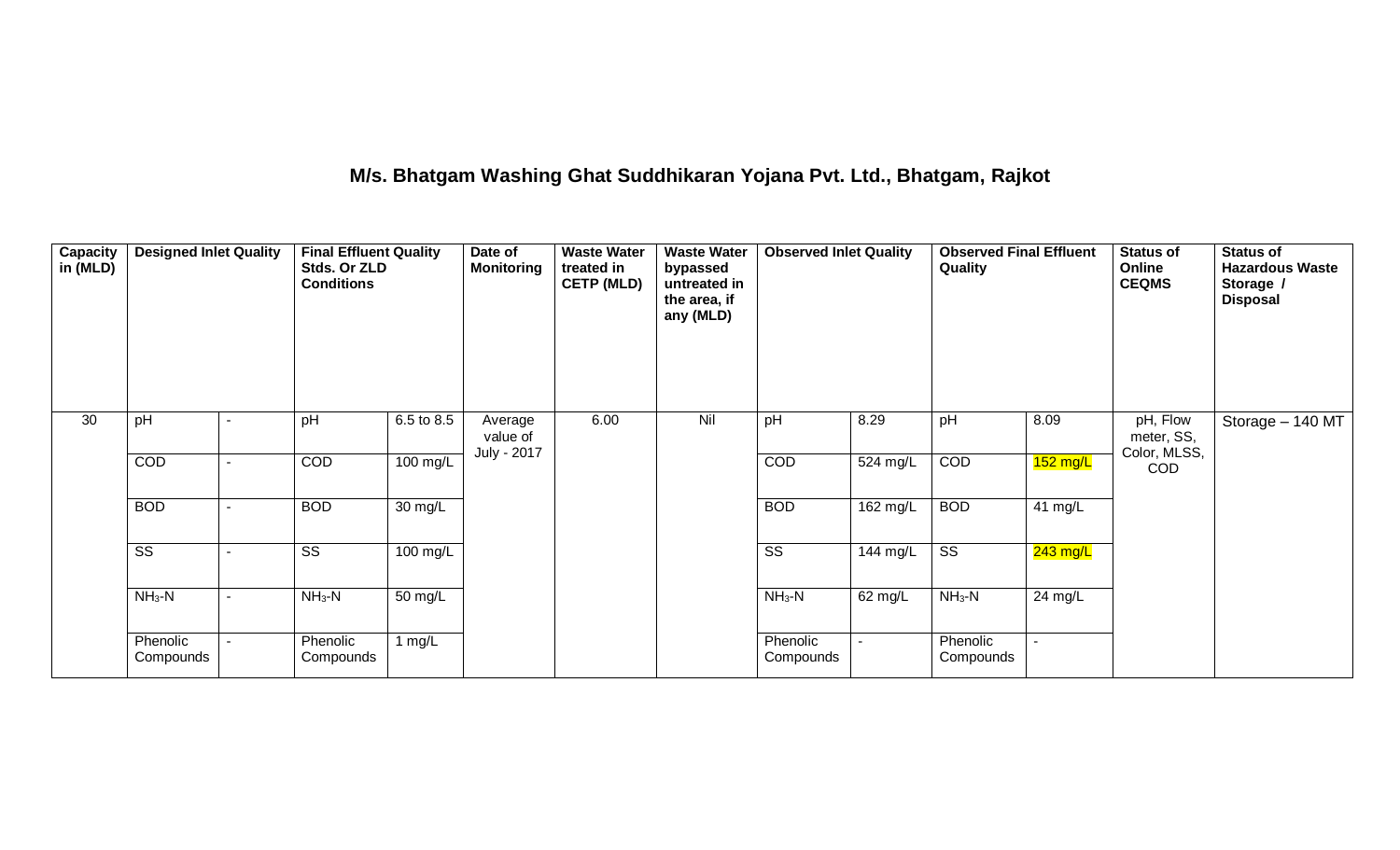## M/s. Bhatgam Washing Ghat Suddhikaran Yojana Pvt. Ltd., Bhatgam, Rajkot

| Capacity in (MLD) | Designed Inlet Quality | | Final Effluent Quality Stds. Or ZLD Conditions | | Date of Monitoring | Waste Water treated in CETP (MLD) | Waste Water bypassed untreated in the area, if any (MLD) | Observed Inlet Quality | | Observed Final Effluent Quality | | Status of Online CEQMS | Status of Hazardous Waste Storage / Disposal |
|---|---|---|---|---|---|---|---|---|---|---|---|---|---|
| 30 | pH | - | pH | 6.5 to 8.5 | Average value of July - 2017 | 6.00 | Nil | pH | 8.29 | pH | 8.09 | pH, Flow meter, SS, Color, MLSS, COD | Storage – 140 MT |
| | COD | - | COD | 100 mg/L | | | | COD | 524 mg/L | COD | 152 mg/L | | |
| | BOD | - | BOD | 30 mg/L | | | | BOD | 162 mg/L | BOD | 41 mg/L | | |
| | SS | - | SS | 100 mg/L | | | | SS | 144 mg/L | SS | 243 mg/L | | |
| | $NH_3$-N | - | $NH_3$-N | 50 mg/L | | | | $NH_3$-N | 62 mg/L | $NH_3$-N | 24 mg/L | | |
| | Phenolic Compounds | - | Phenolic Compounds | 1 mg/L | | | | Phenolic Compounds | - | Phenolic Compounds | - | | |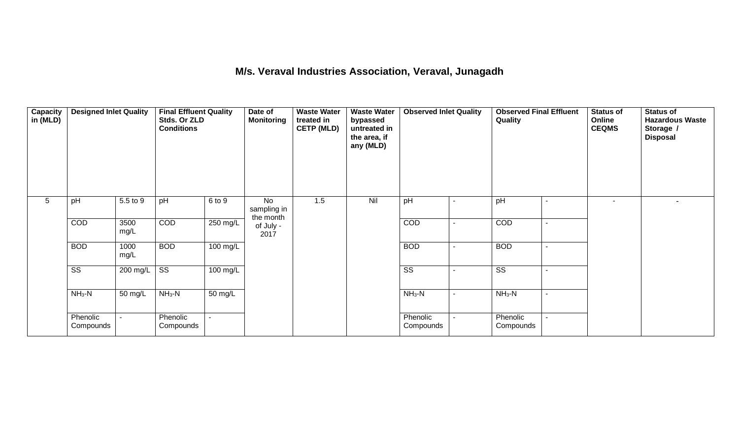# M/s. Veraval Industries Association, Veraval, Junagadh

| Capacity in (MLD) | Designed Inlet Quality | | Final Effluent Quality Stds. Or ZLD Conditions | | Date of Monitoring | Waste Water treated in CETP (MLD) | Waste Water bypassed untreated in the area, if any (MLD) | Observed Inlet Quality | | Observed Final Effluent Quality | | Status of Online CEQMS | Status of Hazardous Waste Storage / Disposal |
|---|---|---|---|---|---|---|---|---|---|---|---|---|---|
| 5 | pH | 5.5 to 9 | pH | 6 to 9 | No sampling in the month of July - 2017 | 1.5 | Nil | pH | - | pH | - | - | - |
| | COD | 3500 mg/L | COD | 250 mg/L | | | | COD | - | COD | - | | |
| | BOD | 1000 mg/L | BOD | 100 mg/L | | | | BOD | - | BOD | - | | |
| | SS | 200 mg/L | SS | 100 mg/L | | | | SS | - | SS | - | | |
| | $NH_3$-N | 50 mg/L | $NH_3$-N | 50 mg/L | | | | $NH_3$-N | - | $NH_3$-N | - | | |
| | Phenolic Compounds | - | Phenolic Compounds | - | | | | Phenolic Compounds | - | Phenolic Compounds | - | | |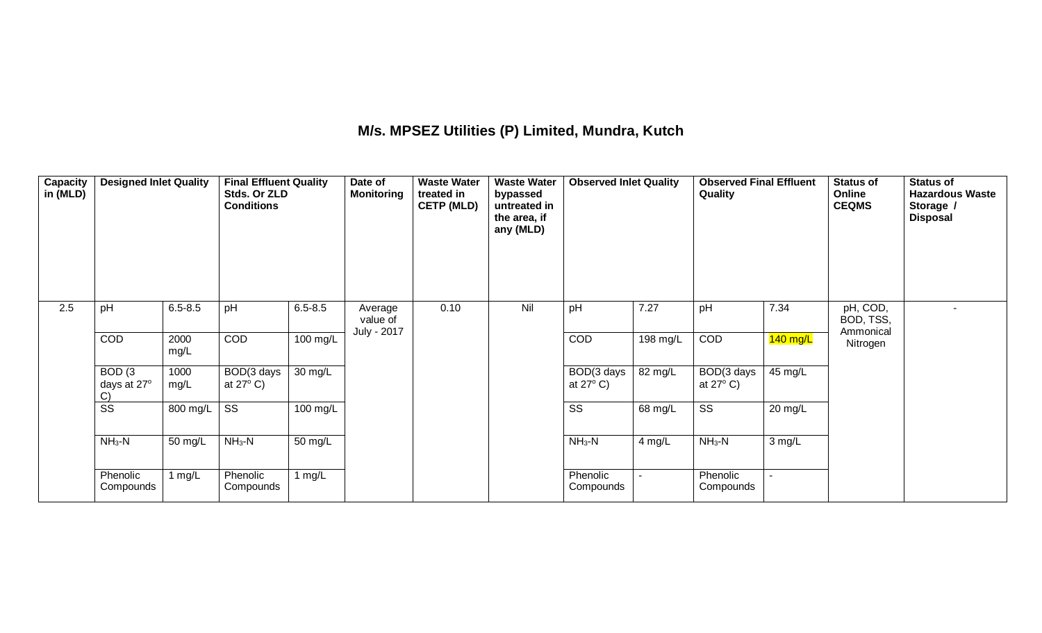## M/s. MPSEZ Utilities (P) Limited, Mundra, Kutch

| Capacity in (MLD) | Designed Inlet Quality | | Final Effluent Quality Stds. Or ZLD Conditions | | Date of Monitoring | Waste Water treated in CETP (MLD) | Waste Water bypassed untreated in the area, if any (MLD) | Observed Inlet Quality | | Observed Final Effluent Quality | | Status of Online CEQMS | Status of Hazardous Waste Storage / Disposal |
|---|---|---|---|---|---|---|---|---|---|---|---|---|---|
| 2.5 | pH | 6.5-8.5 | pH | 6.5-8.5 | Average value of July - 2017 | 0.10 | Nil | pH | 7.27 | pH | 7.34 | pH, COD, BOD, TSS, Ammonical Nitrogen | - |
| | COD | 2000 mg/L | COD | 100 mg/L | | | | COD | 198 mg/L | COD | 140 mg/L | | |
| | BOD (3 days at 27° C) | 1000 mg/L | BOD(3 days at 27° C) | 30 mg/L | | | | BOD(3 days at 27° C) | 82 mg/L | BOD(3 days at 27° C) | 45 mg/L | | |
| | SS | 800 mg/L | SS | 100 mg/L | | | | SS | 68 mg/L | SS | 20 mg/L | | |
| | $NH_3$-N | 50 mg/L | $NH_3$-N | 50 mg/L | | | | $NH_3$-N | 4 mg/L | $NH_3$-N | 3 mg/L | | |
| | Phenolic Compounds | 1 mg/L | Phenolic Compounds | 1 mg/L | | | | Phenolic Compounds | - | Phenolic Compounds | - | | |